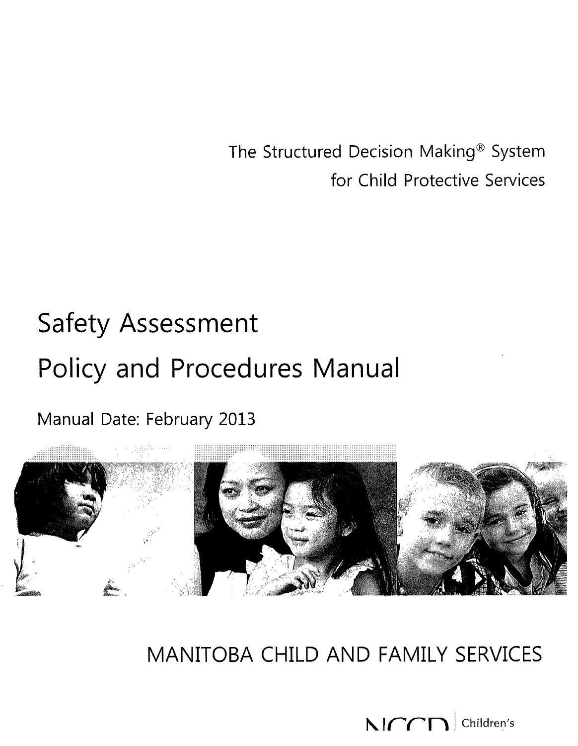The Structured Decision Making® System
for Child Protective Services

# Safety Assessment
# Policy and Procedures Manual

Manual Date: February 2013

MANITOBA CHILD AND FAMILY SERVICES

NCCD | Children's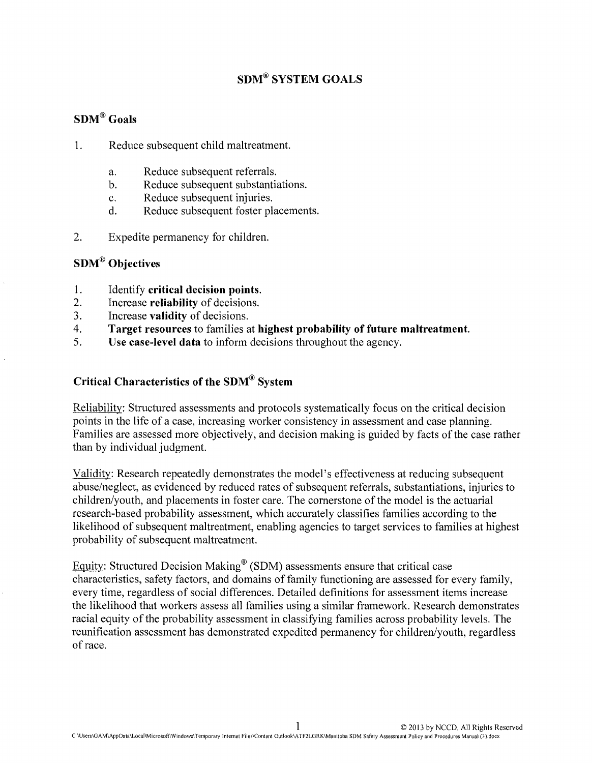# SDM® SYSTEM GOALS

## SDM® Goals

1. Reduce subsequent child maltreatment.

   a. Reduce subsequent referrals.
   b. Reduce subsequent substantiations.
   c. Reduce subsequent injuries.
   d. Reduce subsequent foster placements.

2. Expedite permanency for children.

## SDM® Objectives

1. Identify **critical decision points**.
2. Increase **reliability** of decisions.
3. Increase **validity** of decisions.
4. **Target resources** to families at **highest probability of future maltreatment**.
5. **Use case-level data** to inform decisions throughout the agency.

## Critical Characteristics of the SDM® System

Reliability: Structured assessments and protocols systematically focus on the critical decision points in the life of a case, increasing worker consistency in assessment and case planning. Families are assessed more objectively, and decision making is guided by facts of the case rather than by individual judgment.

Validity: Research repeatedly demonstrates the model's effectiveness at reducing subsequent abuse/neglect, as evidenced by reduced rates of subsequent referrals, substantiations, injuries to children/youth, and placements in foster care. The cornerstone of the model is the actuarial research-based probability assessment, which accurately classifies families according to the likelihood of subsequent maltreatment, enabling agencies to target services to families at highest probability of subsequent maltreatment.

Equity: Structured Decision Making® (SDM) assessments ensure that critical case characteristics, safety factors, and domains of family functioning are assessed for every family, every time, regardless of social differences. Detailed definitions for assessment items increase the likelihood that workers assess all families using a similar framework. Research demonstrates racial equity of the probability assessment in classifying families across probability levels. The reunification assessment has demonstrated expedited permanency for children/youth, regardless of race.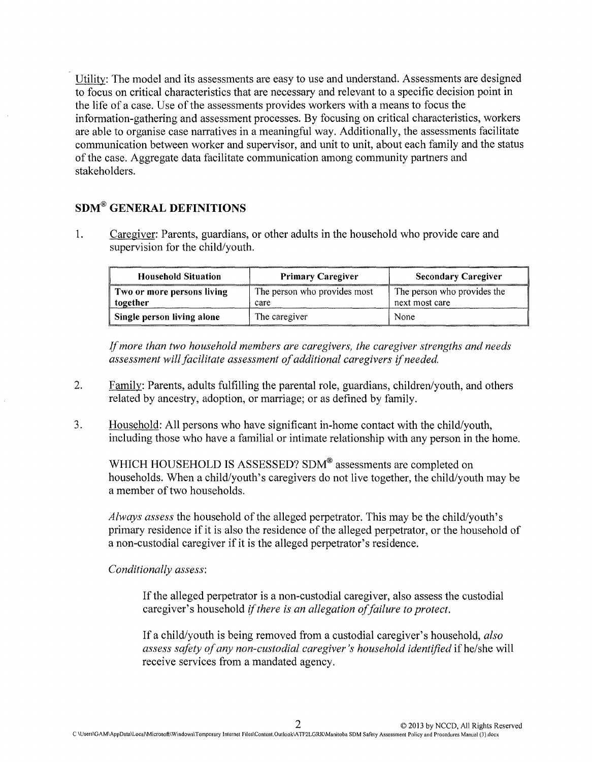Utility: The model and its assessments are easy to use and understand. Assessments are designed to focus on critical characteristics that are necessary and relevant to a specific decision point in the life of a case. Use of the assessments provides workers with a means to focus the information-gathering and assessment processes. By focusing on critical characteristics, workers are able to organise case narratives in a meaningful way. Additionally, the assessments facilitate communication between worker and supervisor, and unit to unit, about each family and the status of the case. Aggregate data facilitate communication among community partners and stakeholders.

## SDM® GENERAL DEFINITIONS

1. Caregiver: Parents, guardians, or other adults in the household who provide care and supervision for the child/youth.

| Household Situation | Primary Caregiver | Secondary Caregiver |
|---|---|---|
| **Two or more persons living together** | The person who provides most care | The person who provides the next most care |
| **Single person living alone** | The caregiver | None |

*If more than two household members are caregivers, the caregiver strengths and needs assessment will facilitate assessment of additional caregivers if needed.*

2. Family: Parents, adults fulfilling the parental role, guardians, children/youth, and others related by ancestry, adoption, or marriage; or as defined by family.

3. Household: All persons who have significant in-home contact with the child/youth, including those who have a familial or intimate relationship with any person in the home.

   WHICH HOUSEHOLD IS ASSESSED? SDM® assessments are completed on households. When a child/youth's caregivers do not live together, the child/youth may be a member of two households.

   *Always assess* the household of the alleged perpetrator. This may be the child/youth's primary residence if it is also the residence of the alleged perpetrator, or the household of a non-custodial caregiver if it is the alleged perpetrator's residence.

   *Conditionally assess*:

   If the alleged perpetrator is a non-custodial caregiver, also assess the custodial caregiver's household *if there is an allegation of failure to protect.*

   If a child/youth is being removed from a custodial caregiver's household, *also assess safety of any non-custodial caregiver's household identified* if he/she will receive services from a mandated agency.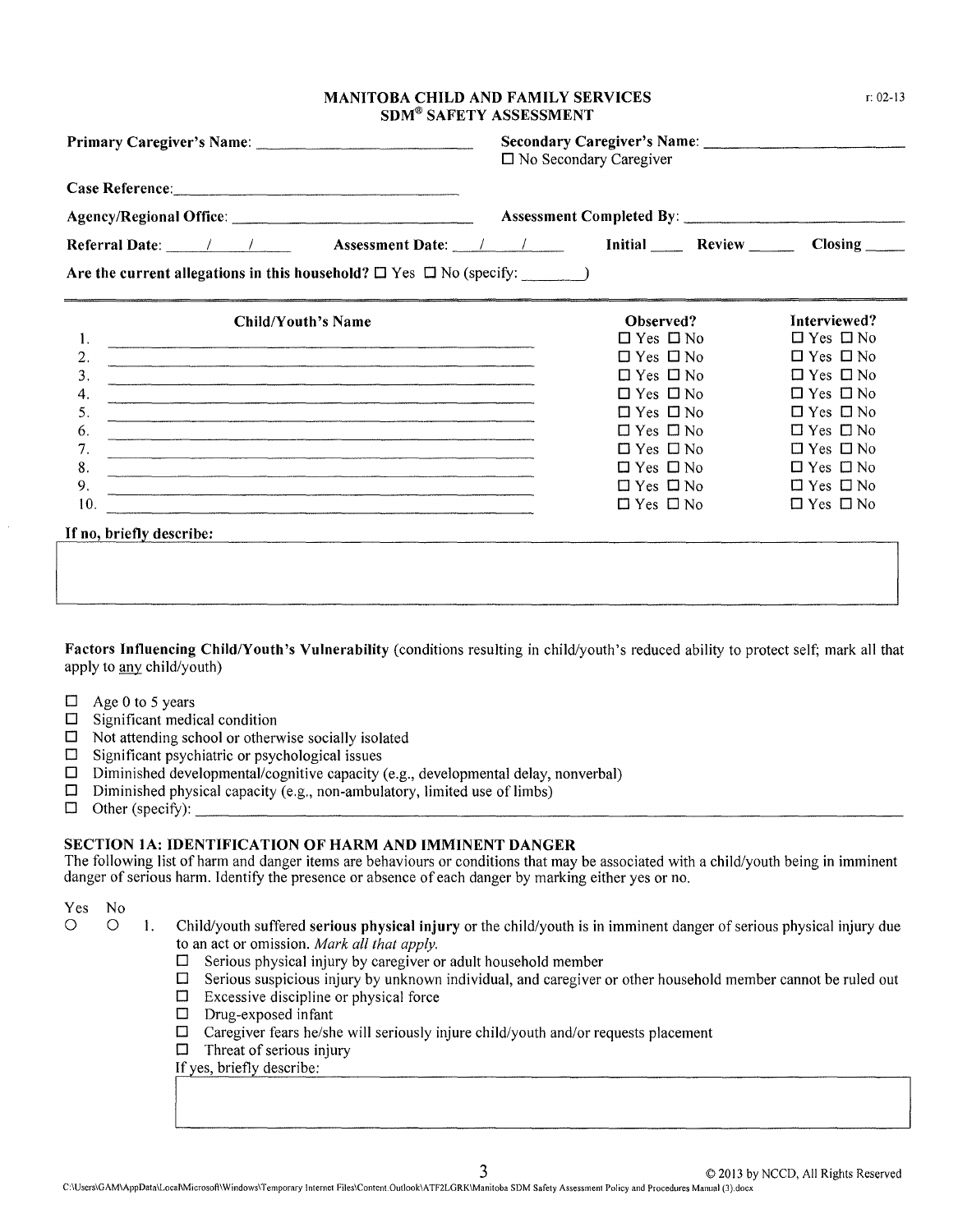## MANITOBA CHILD AND FAMILY SERVICES
## SDM® SAFETY ASSESSMENT

r: 02-13

**Primary Caregiver's Name:** ____________________________

**Secondary Caregiver's Name:** ____________________________
☐ No Secondary Caregiver

**Case Reference:** ____________________________

**Agency/Regional Office:** ____________________________

**Assessment Completed By:** ____________________________

**Referral Date:** ____/____/____ **Assessment Date:** ____/____/____ **Initial** ____ **Review** ____ **Closing** ____

**Are the current allegations in this household?** ☐ Yes ☐ No (specify: ________)

| | Child/Youth's Name | Observed? | Interviewed? |
|---|---|---|---|
| 1. | | ☐ Yes ☐ No | ☐ Yes ☐ No |
| 2. | | ☐ Yes ☐ No | ☐ Yes ☐ No |
| 3. | | ☐ Yes ☐ No | ☐ Yes ☐ No |
| 4. | | ☐ Yes ☐ No | ☐ Yes ☐ No |
| 5. | | ☐ Yes ☐ No | ☐ Yes ☐ No |
| 6. | | ☐ Yes ☐ No | ☐ Yes ☐ No |
| 7. | | ☐ Yes ☐ No | ☐ Yes ☐ No |
| 8. | | ☐ Yes ☐ No | ☐ Yes ☐ No |
| 9. | | ☐ Yes ☐ No | ☐ Yes ☐ No |
| 10. | | ☐ Yes ☐ No | ☐ Yes ☐ No |

**If no, briefly describe:**

**Factors Influencing Child/Youth's Vulnerability** (conditions resulting in child/youth's reduced ability to protect self; mark all that apply to any child/youth)

- ☐ Age 0 to 5 years
- ☐ Significant medical condition
- ☐ Not attending school or otherwise socially isolated
- ☐ Significant psychiatric or psychological issues
- ☐ Diminished developmental/cognitive capacity (e.g., developmental delay, nonverbal)
- ☐ Diminished physical capacity (e.g., non-ambulatory, limited use of limbs)
- ☐ Other (specify): ____________________________

### SECTION 1A: IDENTIFICATION OF HARM AND IMMINENT DANGER

The following list of harm and danger items are behaviours or conditions that may be associated with a child/youth being in imminent danger of serious harm. Identify the presence or absence of each danger by marking either yes or no.

Yes No

○ ○ 1. Child/youth suffered **serious physical injury** or the child/youth is in imminent danger of serious physical injury due to an act or omission. *Mark all that apply.*

- ☐ Serious physical injury by caregiver or adult household member
- ☐ Serious suspicious injury by unknown individual, and caregiver or other household member cannot be ruled out
- ☐ Excessive discipline or physical force
- ☐ Drug-exposed infant
- ☐ Caregiver fears he/she will seriously injure child/youth and/or requests placement
- ☐ Threat of serious injury

If yes, briefly describe: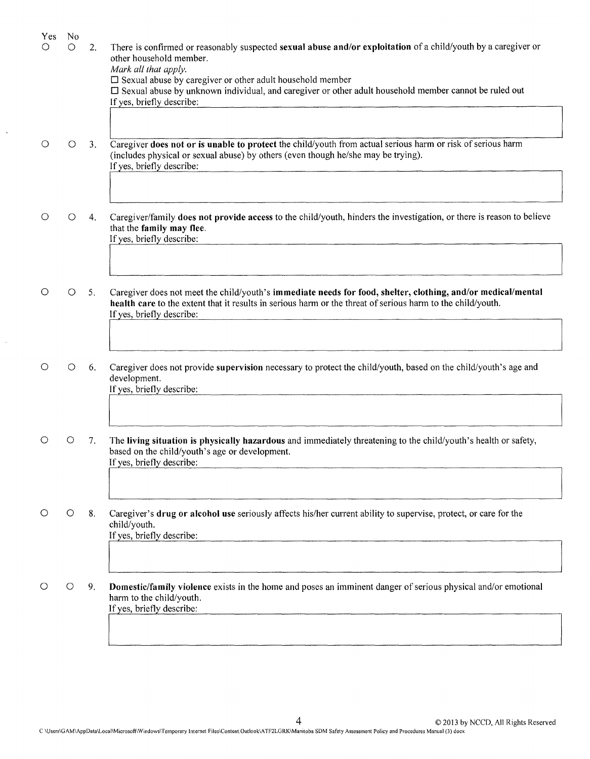| Yes | No | | |
|---|---|---|---|
| ○ | ○ | 2. | There is confirmed or reasonably suspected **sexual abuse and/or exploitation** of a child/youth by a caregiver or other household member. |

*Mark all that apply.*

☐ Sexual abuse by caregiver or other adult household member

☐ Sexual abuse by unknown individual, and caregiver or other adult household member cannot be ruled out

If yes, briefly describe:

○ ○ 3. Caregiver **does not or is unable to protect** the child/youth from actual serious harm or risk of serious harm (includes physical or sexual abuse) by others (even though he/she may be trying).

If yes, briefly describe:

○ ○ 4. Caregiver/family **does not provide access** to the child/youth, hinders the investigation, or there is reason to believe that the **family may flee**.

If yes, briefly describe:

○ ○ 5. Caregiver does not meet the child/youth's **immediate needs for food, shelter, clothing, and/or medical/mental health care** to the extent that it results in serious harm or the threat of serious harm to the child/youth.

If yes, briefly describe:

○ ○ 6. Caregiver does not provide **supervision** necessary to protect the child/youth, based on the child/youth's age and development.

If yes, briefly describe:

○ ○ 7. The **living situation is physically hazardous** and immediately threatening to the child/youth's health or safety, based on the child/youth's age or development.

If yes, briefly describe:

○ ○ 8. Caregiver's **drug or alcohol use** seriously affects his/her current ability to supervise, protect, or care for the child/youth.

If yes, briefly describe:

○ ○ 9. **Domestic/family violence** exists in the home and poses an imminent danger of serious physical and/or emotional harm to the child/youth.

If yes, briefly describe: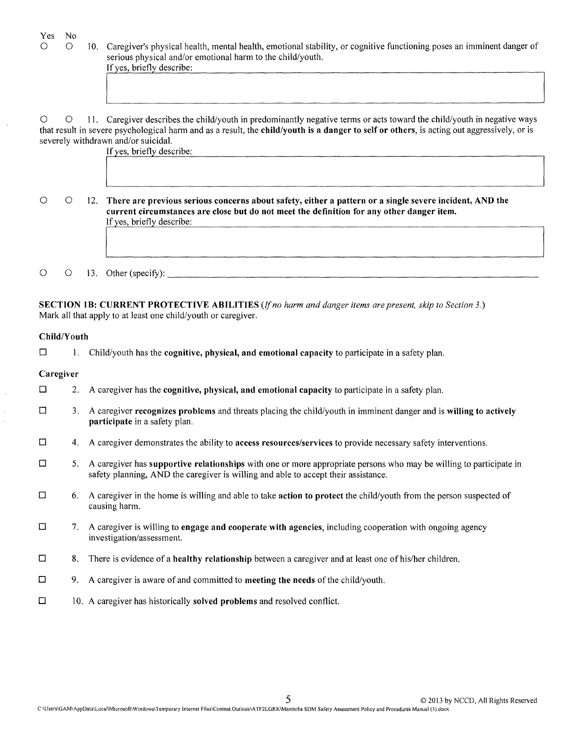| Yes | No | |
|---|---|---|
| ○ | ○ | 10. Caregiver's physical health, mental health, emotional stability, or cognitive functioning poses an imminent danger of serious physical and/or emotional harm to the child/youth. |

If yes, briefly describe:

| Yes | No | |
|---|---|---|
| ○ | ○ | 11. Caregiver describes the child/youth in predominantly negative terms or acts toward the child/youth in negative ways that result in severe psychological harm and as a result, the **child/youth is a danger to self or others**, is acting out aggressively, or is severely withdrawn and/or suicidal. |

If yes, briefly describe:

| Yes | No | |
|---|---|---|
| ○ | ○ | 12. **There are previous serious concerns about safety, either a pattern or a single severe incident, AND the current circumstances are close but do not meet the definition for any other danger item.** |

If yes, briefly describe:

| Yes | No | |
|---|---|---|
| ○ | ○ | 13. Other (specify): _______________ |

**SECTION 1B: CURRENT PROTECTIVE ABILITIES** *(If no harm and danger items are present, skip to Section 3.)*
Mark all that apply to at least one child/youth or caregiver.

**Child/Youth**

☐ 1. Child/youth has the **cognitive, physical, and emotional capacity** to participate in a safety plan.

**Caregiver**

☐ 2. A caregiver has the **cognitive, physical, and emotional capacity** to participate in a safety plan.

☐ 3. A caregiver **recognizes problems** and threats placing the child/youth in imminent danger and is **willing to actively participate** in a safety plan.

☐ 4. A caregiver demonstrates the ability to **access resources/services** to provide necessary safety interventions.

☐ 5. A caregiver has **supportive relationships** with one or more appropriate persons who may be willing to participate in safety planning, AND the caregiver is willing and able to accept their assistance.

☐ 6. A caregiver in the home is willing and able to take **action to protect** the child/youth from the person suspected of causing harm.

☐ 7. A caregiver is willing to **engage and cooperate with agencies**, including cooperation with ongoing agency investigation/assessment.

☐ 8. There is evidence of a **healthy relationship** between a caregiver and at least one of his/her children.

☐ 9. A caregiver is aware of and committed to **meeting the needs** of the child/youth.

☐ 10. A caregiver has historically **solved problems** and resolved conflict.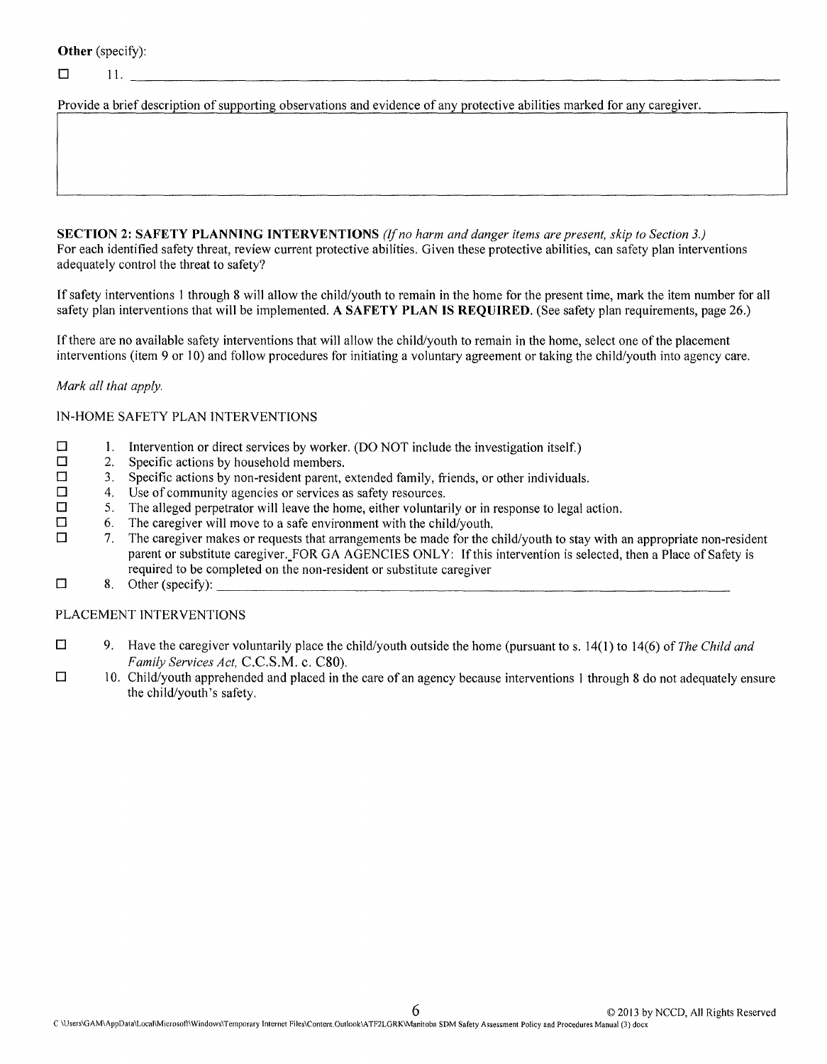**Other** (specify):

☐ 11. ______________________________________________________________________

Provide a brief description of supporting observations and evidence of any protective abilities marked for any caregiver.

| |
|---|
| |

**SECTION 2: SAFETY PLANNING INTERVENTIONS** *(If no harm and danger items are present, skip to Section 3.)*
For each identified safety threat, review current protective abilities. Given these protective abilities, can safety plan interventions adequately control the threat to safety?

If safety interventions 1 through 8 will allow the child/youth to remain in the home for the present time, mark the item number for all safety plan interventions that will be implemented. **A SAFETY PLAN IS REQUIRED.** (See safety plan requirements, page 26.)

If there are no available safety interventions that will allow the child/youth to remain in the home, select one of the placement interventions (item 9 or 10) and follow procedures for initiating a voluntary agreement or taking the child/youth into agency care.

*Mark all that apply.*

IN-HOME SAFETY PLAN INTERVENTIONS

☐ 1. Intervention or direct services by worker. (DO NOT include the investigation itself.)
☐ 2. Specific actions by household members.
☐ 3. Specific actions by non-resident parent, extended family, friends, or other individuals.
☐ 4. Use of community agencies or services as safety resources.
☐ 5. The alleged perpetrator will leave the home, either voluntarily or in response to legal action.
☐ 6. The caregiver will move to a safe environment with the child/youth.
☐ 7. The caregiver makes or requests that arrangements be made for the child/youth to stay with an appropriate non-resident parent or substitute caregiver. FOR GA AGENCIES ONLY: If this intervention is selected, then a Place of Safety is required to be completed on the non-resident or substitute caregiver
☐ 8. Other (specify): ______________________________________________________________

PLACEMENT INTERVENTIONS

☐ 9. Have the caregiver voluntarily place the child/youth outside the home (pursuant to s. 14(1) to 14(6) of *The Child and Family Services Act,* C.C.S.M. c. C80).
☐ 10. Child/youth apprehended and placed in the care of an agency because interventions 1 through 8 do not adequately ensure the child/youth's safety.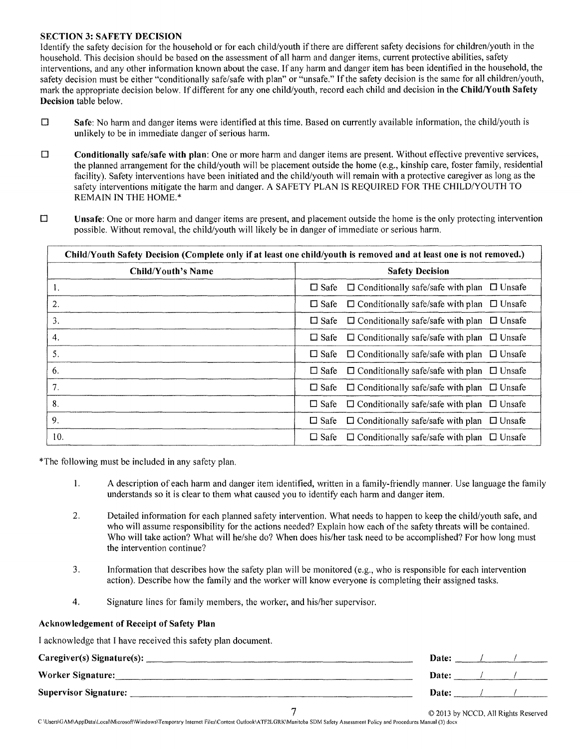### SECTION 3: SAFETY DECISION

Identify the safety decision for the household or for each child/youth if there are different safety decisions for children/youth in the household. This decision should be based on the assessment of all harm and danger items, current protective abilities, safety interventions, and any other information known about the case. If any harm and danger item has been identified in the household, the safety decision must be either "conditionally safe/safe with plan" or "unsafe." If the safety decision is the same for all children/youth, mark the appropriate decision below. If different for any one child/youth, record each child and decision in the **Child/Youth Safety Decision** table below.

☐ **Safe**: No harm and danger items were identified at this time. Based on currently available information, the child/youth is unlikely to be in immediate danger of serious harm.

☐ **Conditionally safe/safe with plan**: One or more harm and danger items are present. Without effective preventive services, the planned arrangement for the child/youth will be placement outside the home (e.g., kinship care, foster family, residential facility). Safety interventions have been initiated and the child/youth will remain with a protective caregiver as long as the safety interventions mitigate the harm and danger. A SAFETY PLAN IS REQUIRED FOR THE CHILD/YOUTH TO REMAIN IN THE HOME.*

☐ **Unsafe**: One or more harm and danger items are present, and placement outside the home is the only protecting intervention possible. Without removal, the child/youth will likely be in danger of immediate or serious harm.

| **Child/Youth Safety Decision (Complete only if at least one child/youth is removed and at least one is not removed.)** | |
|---|---|
| **Child/Youth's Name** | **Safety Decision** |
| 1. | ☐ Safe ☐ Conditionally safe/safe with plan ☐ Unsafe |
| 2. | ☐ Safe ☐ Conditionally safe/safe with plan ☐ Unsafe |
| 3. | ☐ Safe ☐ Conditionally safe/safe with plan ☐ Unsafe |
| 4. | ☐ Safe ☐ Conditionally safe/safe with plan ☐ Unsafe |
| 5. | ☐ Safe ☐ Conditionally safe/safe with plan ☐ Unsafe |
| 6. | ☐ Safe ☐ Conditionally safe/safe with plan ☐ Unsafe |
| 7. | ☐ Safe ☐ Conditionally safe/safe with plan ☐ Unsafe |
| 8. | ☐ Safe ☐ Conditionally safe/safe with plan ☐ Unsafe |
| 9. | ☐ Safe ☐ Conditionally safe/safe with plan ☐ Unsafe |
| 10. | ☐ Safe ☐ Conditionally safe/safe with plan ☐ Unsafe |

*The following must be included in any safety plan.

1. A description of each harm and danger item identified, written in a family-friendly manner. Use language the family understands so it is clear to them what caused you to identify each harm and danger item.
2. Detailed information for each planned safety intervention. What needs to happen to keep the child/youth safe, and who will assume responsibility for the actions needed? Explain how each of the safety threats will be contained. Who will take action? What will he/she do? When does his/her task need to be accomplished? For how long must the intervention continue?
3. Information that describes how the safety plan will be monitored (e.g., who is responsible for each intervention action). Describe how the family and the worker will know everyone is completing their assigned tasks.
4. Signature lines for family members, the worker, and his/her supervisor.

**Acknowledgement of Receipt of Safety Plan**

I acknowledge that I have received this safety plan document.

**Caregiver(s) Signature(s):** ______________________________ **Date:** ____/____/____

**Worker Signature:** ______________________________ **Date:** ____/____/____

**Supervisor Signature:** ______________________________ **Date:** ____/____/____

© 2013 by NCCD, All Rights Reserved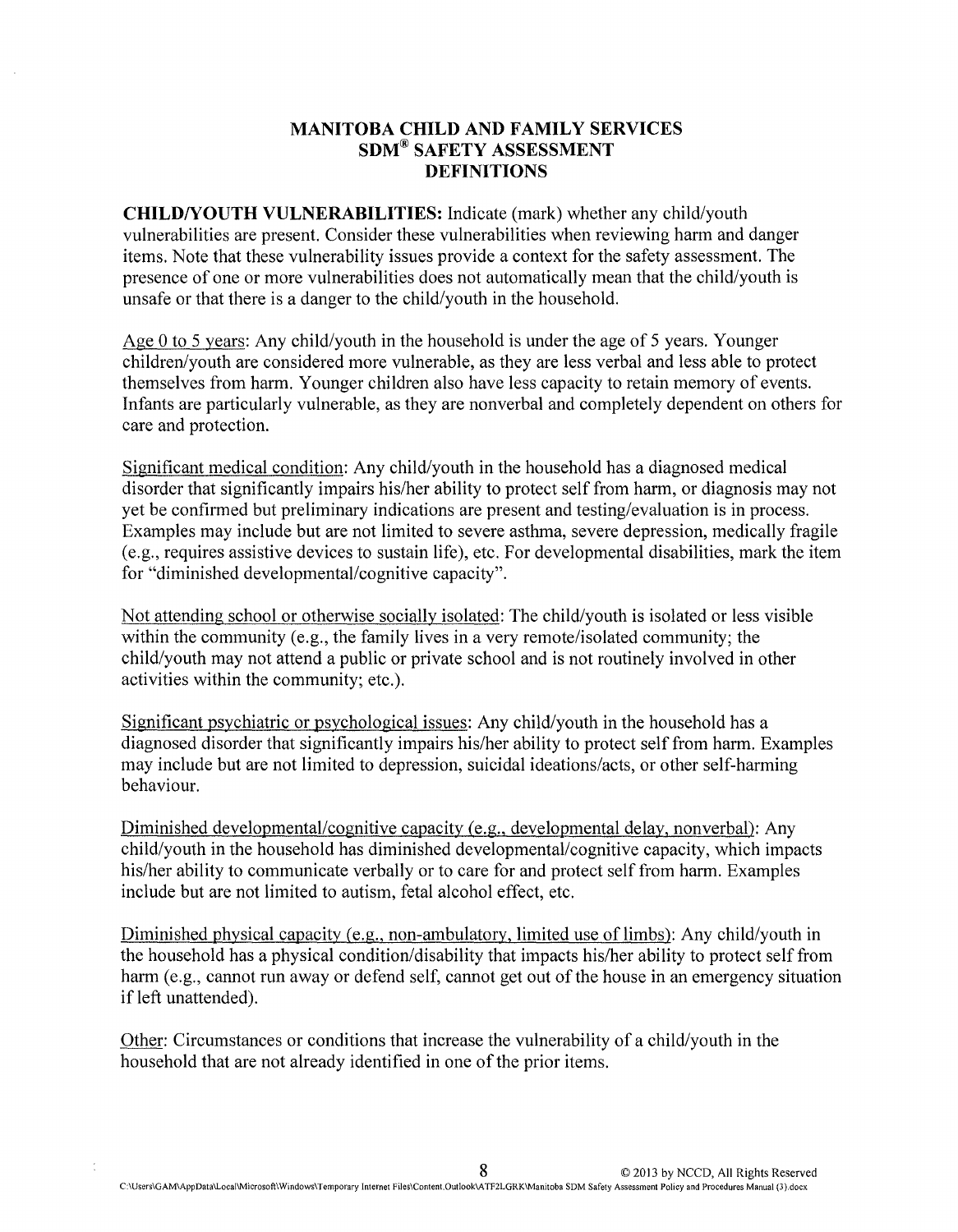# MANITOBA CHILD AND FAMILY SERVICES
# SDM® SAFETY ASSESSMENT
# DEFINITIONS

**CHILD/YOUTH VULNERABILITIES:** Indicate (mark) whether any child/youth vulnerabilities are present. Consider these vulnerabilities when reviewing harm and danger items. Note that these vulnerability issues provide a context for the safety assessment. The presence of one or more vulnerabilities does not automatically mean that the child/youth is unsafe or that there is a danger to the child/youth in the household.

<u>Age 0 to 5 years</u>: Any child/youth in the household is under the age of 5 years. Younger children/youth are considered more vulnerable, as they are less verbal and less able to protect themselves from harm. Younger children also have less capacity to retain memory of events. Infants are particularly vulnerable, as they are nonverbal and completely dependent on others for care and protection.

<u>Significant medical condition</u>: Any child/youth in the household has a diagnosed medical disorder that significantly impairs his/her ability to protect self from harm, or diagnosis may not yet be confirmed but preliminary indications are present and testing/evaluation is in process. Examples may include but are not limited to severe asthma, severe depression, medically fragile (e.g., requires assistive devices to sustain life), etc. For developmental disabilities, mark the item for "diminished developmental/cognitive capacity".

<u>Not attending school or otherwise socially isolated</u>: The child/youth is isolated or less visible within the community (e.g., the family lives in a very remote/isolated community; the child/youth may not attend a public or private school and is not routinely involved in other activities within the community; etc.).

<u>Significant psychiatric or psychological issues</u>: Any child/youth in the household has a diagnosed disorder that significantly impairs his/her ability to protect self from harm. Examples may include but are not limited to depression, suicidal ideations/acts, or other self-harming behaviour.

<u>Diminished developmental/cognitive capacity (e.g., developmental delay, nonverbal)</u>: Any child/youth in the household has diminished developmental/cognitive capacity, which impacts his/her ability to communicate verbally or to care for and protect self from harm. Examples include but are not limited to autism, fetal alcohol effect, etc.

<u>Diminished physical capacity (e.g., non-ambulatory, limited use of limbs)</u>: Any child/youth in the household has a physical condition/disability that impacts his/her ability to protect self from harm (e.g., cannot run away or defend self, cannot get out of the house in an emergency situation if left unattended).

<u>Other</u>: Circumstances or conditions that increase the vulnerability of a child/youth in the household that are not already identified in one of the prior items.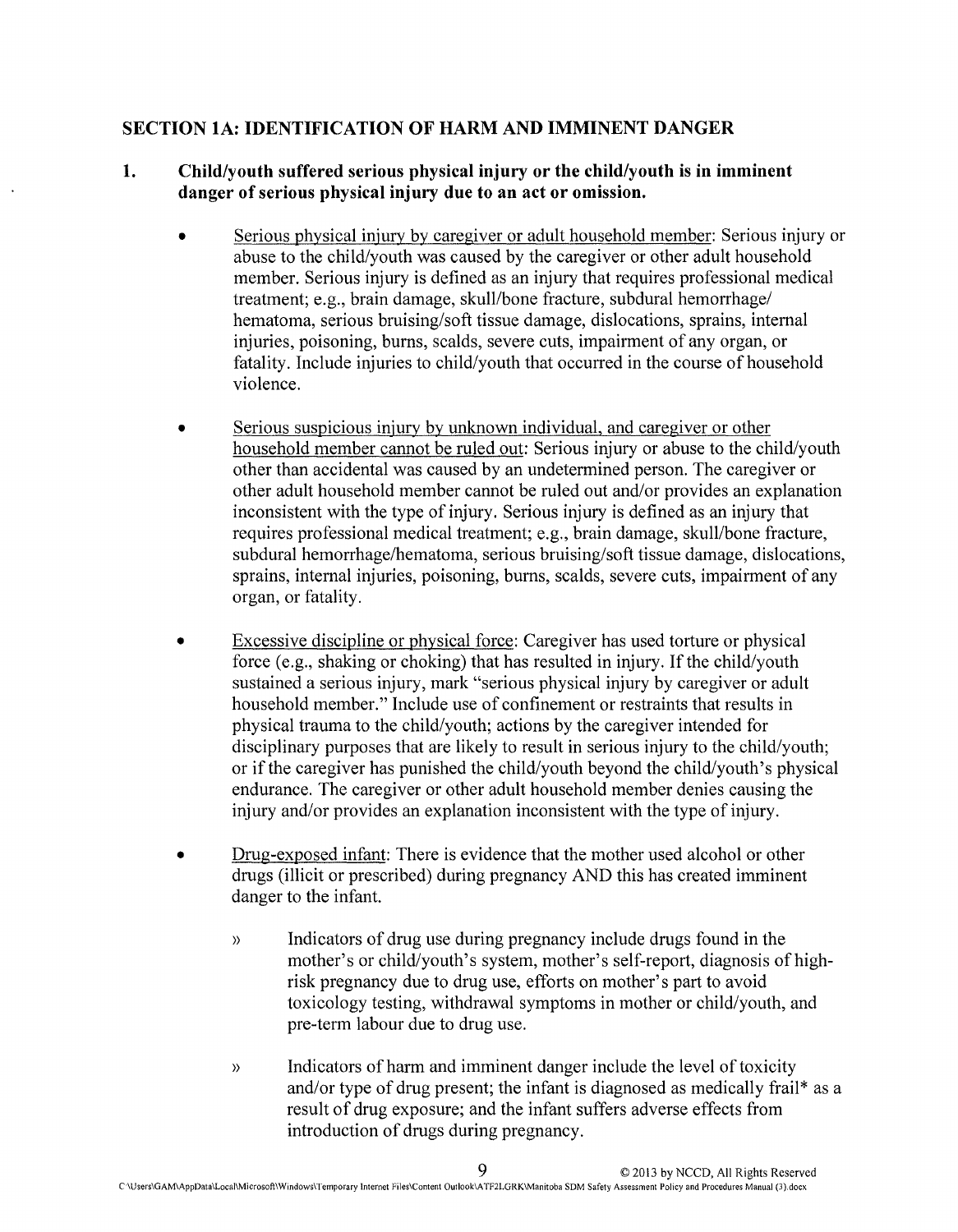## SECTION 1A: IDENTIFICATION OF HARM AND IMMINENT DANGER

### 1. Child/youth suffered serious physical injury or the child/youth is in imminent danger of serious physical injury due to an act or omission.

- Serious physical injury by caregiver or adult household member: Serious injury or abuse to the child/youth was caused by the caregiver or other adult household member. Serious injury is defined as an injury that requires professional medical treatment; e.g., brain damage, skull/bone fracture, subdural hemorrhage/ hematoma, serious bruising/soft tissue damage, dislocations, sprains, internal injuries, poisoning, burns, scalds, severe cuts, impairment of any organ, or fatality. Include injuries to child/youth that occurred in the course of household violence.

- Serious suspicious injury by unknown individual, and caregiver or other household member cannot be ruled out: Serious injury or abuse to the child/youth other than accidental was caused by an undetermined person. The caregiver or other adult household member cannot be ruled out and/or provides an explanation inconsistent with the type of injury. Serious injury is defined as an injury that requires professional medical treatment; e.g., brain damage, skull/bone fracture, subdural hemorrhage/hematoma, serious bruising/soft tissue damage, dislocations, sprains, internal injuries, poisoning, burns, scalds, severe cuts, impairment of any organ, or fatality.

- Excessive discipline or physical force: Caregiver has used torture or physical force (e.g., shaking or choking) that has resulted in injury. If the child/youth sustained a serious injury, mark "serious physical injury by caregiver or adult household member." Include use of confinement or restraints that results in physical trauma to the child/youth; actions by the caregiver intended for disciplinary purposes that are likely to result in serious injury to the child/youth; or if the caregiver has punished the child/youth beyond the child/youth's physical endurance. The caregiver or other adult household member denies causing the injury and/or provides an explanation inconsistent with the type of injury.

- Drug-exposed infant: There is evidence that the mother used alcohol or other drugs (illicit or prescribed) during pregnancy AND this has created imminent danger to the infant.
  - Indicators of drug use during pregnancy include drugs found in the mother's or child/youth's system, mother's self-report, diagnosis of high-risk pregnancy due to drug use, efforts on mother's part to avoid toxicology testing, withdrawal symptoms in mother or child/youth, and pre-term labour due to drug use.
  - Indicators of harm and imminent danger include the level of toxicity and/or type of drug present; the infant is diagnosed as medically frail* as a result of drug exposure; and the infant suffers adverse effects from introduction of drugs during pregnancy.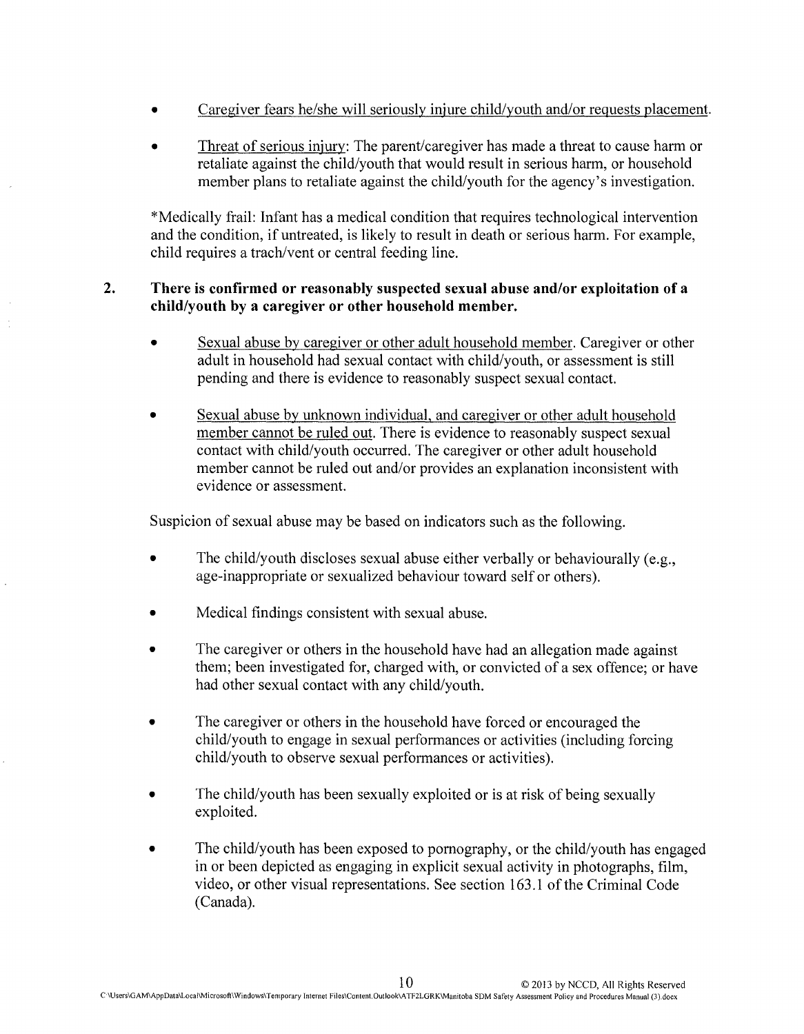- <u>Caregiver fears he/she will seriously injure child/youth and/or requests placement.</u>

- <u>Threat of serious injury</u>: The parent/caregiver has made a threat to cause harm or retaliate against the child/youth that would result in serious harm, or household member plans to retaliate against the child/youth for the agency's investigation.

*Medically frail: Infant has a medical condition that requires technological intervention and the condition, if untreated, is likely to result in death or serious harm. For example, child requires a trach/vent or central feeding line.

**2. There is confirmed or reasonably suspected sexual abuse and/or exploitation of a child/youth by a caregiver or other household member.**

- <u>Sexual abuse by caregiver or other adult household member</u>. Caregiver or other adult in household had sexual contact with child/youth, or assessment is still pending and there is evidence to reasonably suspect sexual contact.

- <u>Sexual abuse by unknown individual, and caregiver or other adult household member cannot be ruled out</u>. There is evidence to reasonably suspect sexual contact with child/youth occurred. The caregiver or other adult household member cannot be ruled out and/or provides an explanation inconsistent with evidence or assessment.

Suspicion of sexual abuse may be based on indicators such as the following.

- The child/youth discloses sexual abuse either verbally or behaviourally (e.g., age-inappropriate or sexualized behaviour toward self or others).

- Medical findings consistent with sexual abuse.

- The caregiver or others in the household have had an allegation made against them; been investigated for, charged with, or convicted of a sex offence; or have had other sexual contact with any child/youth.

- The caregiver or others in the household have forced or encouraged the child/youth to engage in sexual performances or activities (including forcing child/youth to observe sexual performances or activities).

- The child/youth has been sexually exploited or is at risk of being sexually exploited.

- The child/youth has been exposed to pornography, or the child/youth has engaged in or been depicted as engaging in explicit sexual activity in photographs, film, video, or other visual representations. See section 163.1 of the Criminal Code (Canada).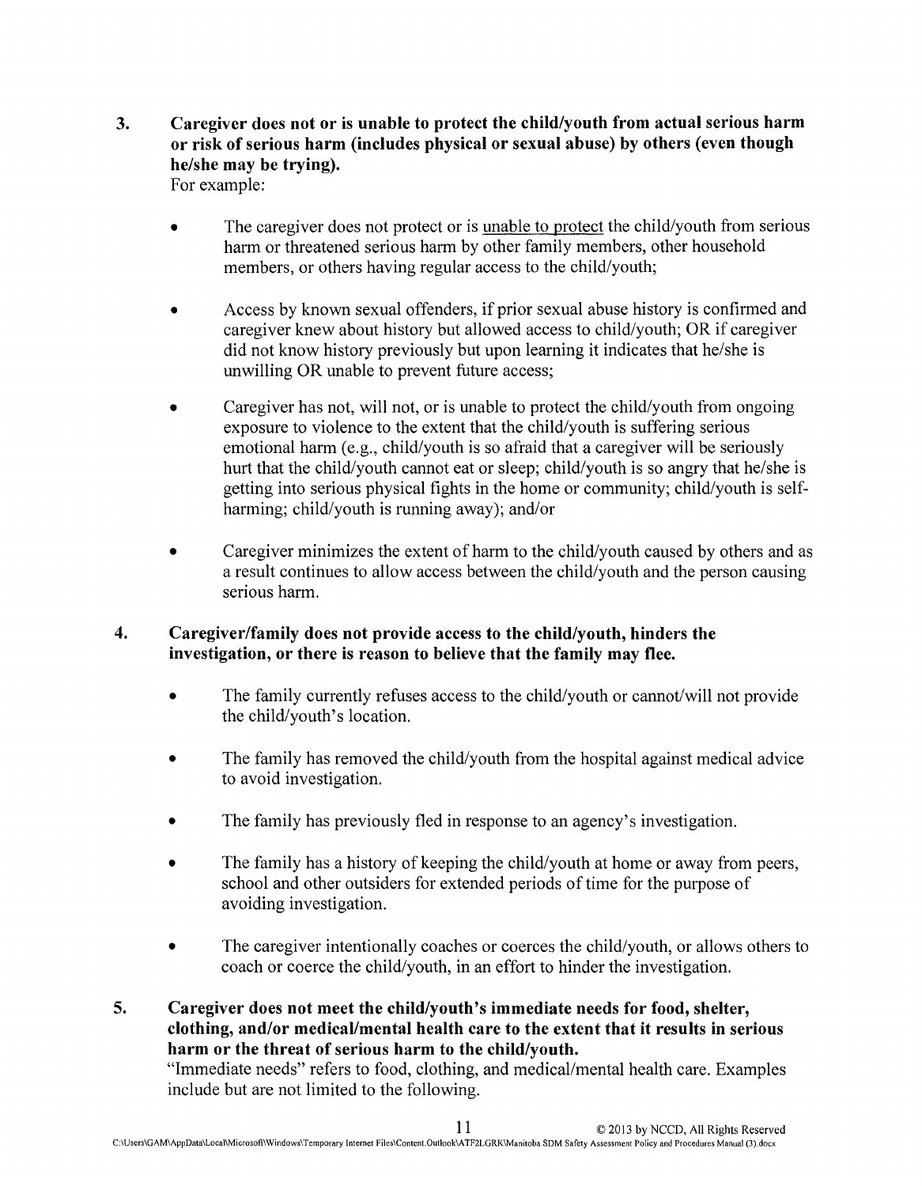3. **Caregiver does not or is unable to protect the child/youth from actual serious harm or risk of serious harm (includes physical or sexual abuse) by others (even though he/she may be trying).**
   For example:

   - The caregiver does not protect or is unable to protect the child/youth from serious harm or threatened serious harm by other family members, other household members, or others having regular access to the child/youth;

   - Access by known sexual offenders, if prior sexual abuse history is confirmed and caregiver knew about history but allowed access to child/youth; OR if caregiver did not know history previously but upon learning it indicates that he/she is unwilling OR unable to prevent future access;

   - Caregiver has not, will not, or is unable to protect the child/youth from ongoing exposure to violence to the extent that the child/youth is suffering serious emotional harm (e.g., child/youth is so afraid that a caregiver will be seriously hurt that the child/youth cannot eat or sleep; child/youth is so angry that he/she is getting into serious physical fights in the home or community; child/youth is self-harming; child/youth is running away); and/or

   - Caregiver minimizes the extent of harm to the child/youth caused by others and as a result continues to allow access between the child/youth and the person causing serious harm.

4. **Caregiver/family does not provide access to the child/youth, hinders the investigation, or there is reason to believe that the family may flee.**

   - The family currently refuses access to the child/youth or cannot/will not provide the child/youth's location.

   - The family has removed the child/youth from the hospital against medical advice to avoid investigation.

   - The family has previously fled in response to an agency's investigation.

   - The family has a history of keeping the child/youth at home or away from peers, school and other outsiders for extended periods of time for the purpose of avoiding investigation.

   - The caregiver intentionally coaches or coerces the child/youth, or allows others to coach or coerce the child/youth, in an effort to hinder the investigation.

5. **Caregiver does not meet the child/youth's immediate needs for food, shelter, clothing, and/or medical/mental health care to the extent that it results in serious harm or the threat of serious harm to the child/youth.**
   "Immediate needs" refers to food, clothing, and medical/mental health care. Examples include but are not limited to the following.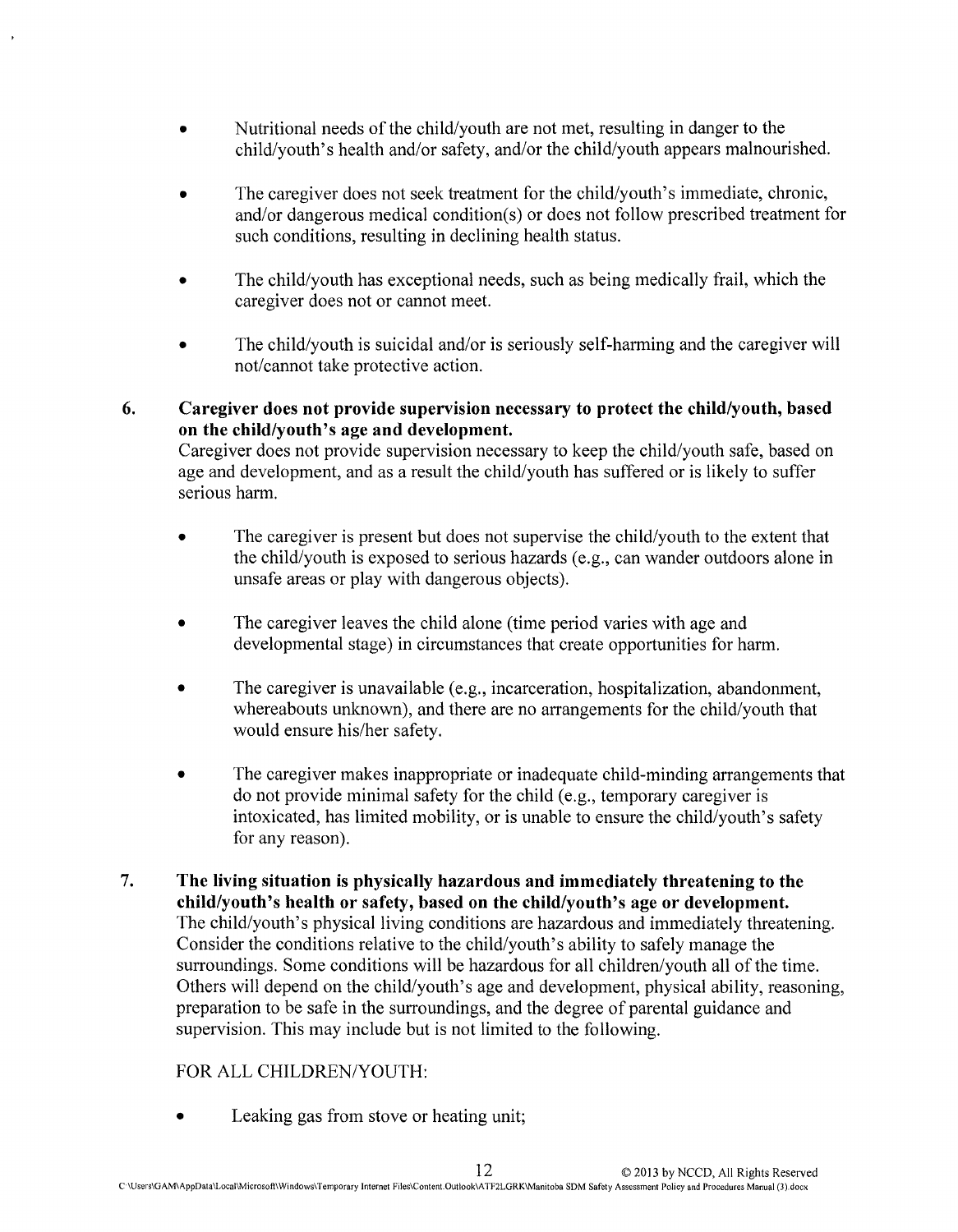- Nutritional needs of the child/youth are not met, resulting in danger to the child/youth's health and/or safety, and/or the child/youth appears malnourished.

- The caregiver does not seek treatment for the child/youth's immediate, chronic, and/or dangerous medical condition(s) or does not follow prescribed treatment for such conditions, resulting in declining health status.

- The child/youth has exceptional needs, such as being medically frail, which the caregiver does not or cannot meet.

- The child/youth is suicidal and/or is seriously self-harming and the caregiver will not/cannot take protective action.

**6. Caregiver does not provide supervision necessary to protect the child/youth, based on the child/youth's age and development.**

Caregiver does not provide supervision necessary to keep the child/youth safe, based on age and development, and as a result the child/youth has suffered or is likely to suffer serious harm.

- The caregiver is present but does not supervise the child/youth to the extent that the child/youth is exposed to serious hazards (e.g., can wander outdoors alone in unsafe areas or play with dangerous objects).

- The caregiver leaves the child alone (time period varies with age and developmental stage) in circumstances that create opportunities for harm.

- The caregiver is unavailable (e.g., incarceration, hospitalization, abandonment, whereabouts unknown), and there are no arrangements for the child/youth that would ensure his/her safety.

- The caregiver makes inappropriate or inadequate child-minding arrangements that do not provide minimal safety for the child (e.g., temporary caregiver is intoxicated, has limited mobility, or is unable to ensure the child/youth's safety for any reason).

**7. The living situation is physically hazardous and immediately threatening to the child/youth's health or safety, based on the child/youth's age or development.**

The child/youth's physical living conditions are hazardous and immediately threatening. Consider the conditions relative to the child/youth's ability to safely manage the surroundings. Some conditions will be hazardous for all children/youth all of the time. Others will depend on the child/youth's age and development, physical ability, reasoning, preparation to be safe in the surroundings, and the degree of parental guidance and supervision. This may include but is not limited to the following.

FOR ALL CHILDREN/YOUTH:

- Leaking gas from stove or heating unit;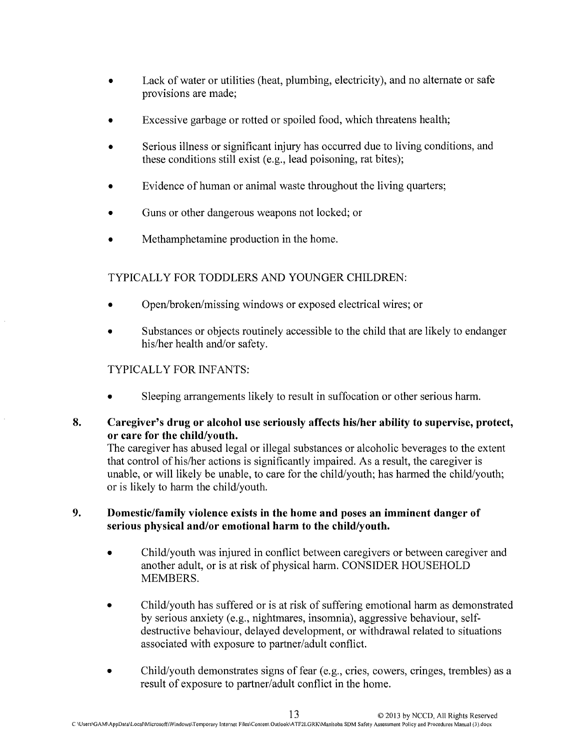- Lack of water or utilities (heat, plumbing, electricity), and no alternate or safe provisions are made;
- Excessive garbage or rotted or spoiled food, which threatens health;
- Serious illness or significant injury has occurred due to living conditions, and these conditions still exist (e.g., lead poisoning, rat bites);
- Evidence of human or animal waste throughout the living quarters;
- Guns or other dangerous weapons not locked; or
- Methamphetamine production in the home.

TYPICALLY FOR TODDLERS AND YOUNGER CHILDREN:

- Open/broken/missing windows or exposed electrical wires; or
- Substances or objects routinely accessible to the child that are likely to endanger his/her health and/or safety.

TYPICALLY FOR INFANTS:

- Sleeping arrangements likely to result in suffocation or other serious harm.

**8. Caregiver's drug or alcohol use seriously affects his/her ability to supervise, protect, or care for the child/youth.**

The caregiver has abused legal or illegal substances or alcoholic beverages to the extent that control of his/her actions is significantly impaired. As a result, the caregiver is unable, or will likely be unable, to care for the child/youth; has harmed the child/youth; or is likely to harm the child/youth.

**9. Domestic/family violence exists in the home and poses an imminent danger of serious physical and/or emotional harm to the child/youth.**

- Child/youth was injured in conflict between caregivers or between caregiver and another adult, or is at risk of physical harm. CONSIDER HOUSEHOLD MEMBERS.
- Child/youth has suffered or is at risk of suffering emotional harm as demonstrated by serious anxiety (e.g., nightmares, insomnia), aggressive behaviour, self-destructive behaviour, delayed development, or withdrawal related to situations associated with exposure to partner/adult conflict.
- Child/youth demonstrates signs of fear (e.g., cries, cowers, cringes, trembles) as a result of exposure to partner/adult conflict in the home.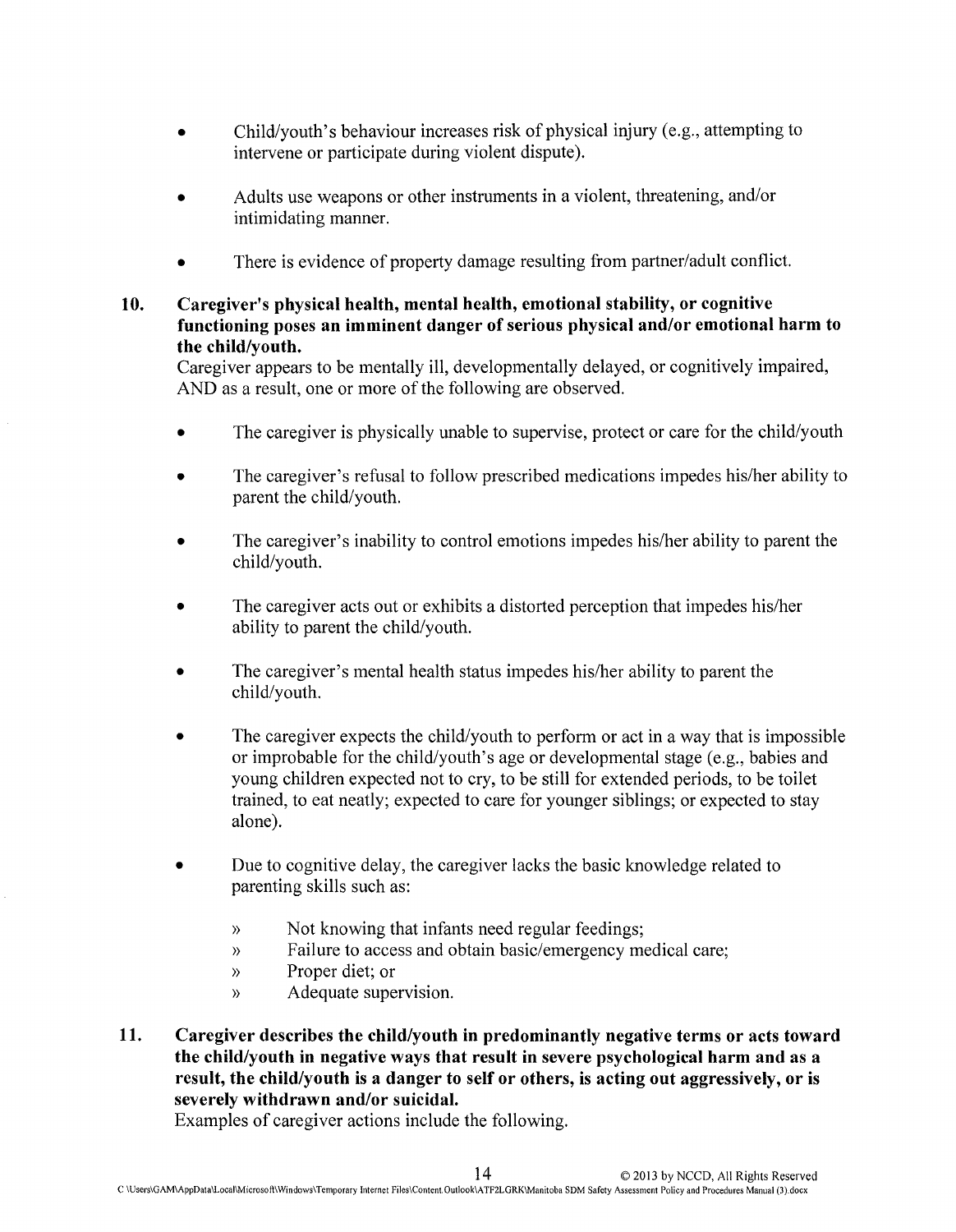- Child/youth's behaviour increases risk of physical injury (e.g., attempting to intervene or participate during violent dispute).

- Adults use weapons or other instruments in a violent, threatening, and/or intimidating manner.

- There is evidence of property damage resulting from partner/adult conflict.

**10. Caregiver's physical health, mental health, emotional stability, or cognitive functioning poses an imminent danger of serious physical and/or emotional harm to the child/youth.**

Caregiver appears to be mentally ill, developmentally delayed, or cognitively impaired, AND as a result, one or more of the following are observed.

- The caregiver is physically unable to supervise, protect or care for the child/youth

- The caregiver's refusal to follow prescribed medications impedes his/her ability to parent the child/youth.

- The caregiver's inability to control emotions impedes his/her ability to parent the child/youth.

- The caregiver acts out or exhibits a distorted perception that impedes his/her ability to parent the child/youth.

- The caregiver's mental health status impedes his/her ability to parent the child/youth.

- The caregiver expects the child/youth to perform or act in a way that is impossible or improbable for the child/youth's age or developmental stage (e.g., babies and young children expected not to cry, to be still for extended periods, to be toilet trained, to eat neatly; expected to care for younger siblings; or expected to stay alone).

- Due to cognitive delay, the caregiver lacks the basic knowledge related to parenting skills such as:
  - Not knowing that infants need regular feedings;
  - Failure to access and obtain basic/emergency medical care;
  - Proper diet; or
  - Adequate supervision.

**11. Caregiver describes the child/youth in predominantly negative terms or acts toward the child/youth in negative ways that result in severe psychological harm and as a result, the child/youth is a danger to self or others, is acting out aggressively, or is severely withdrawn and/or suicidal.**

Examples of caregiver actions include the following.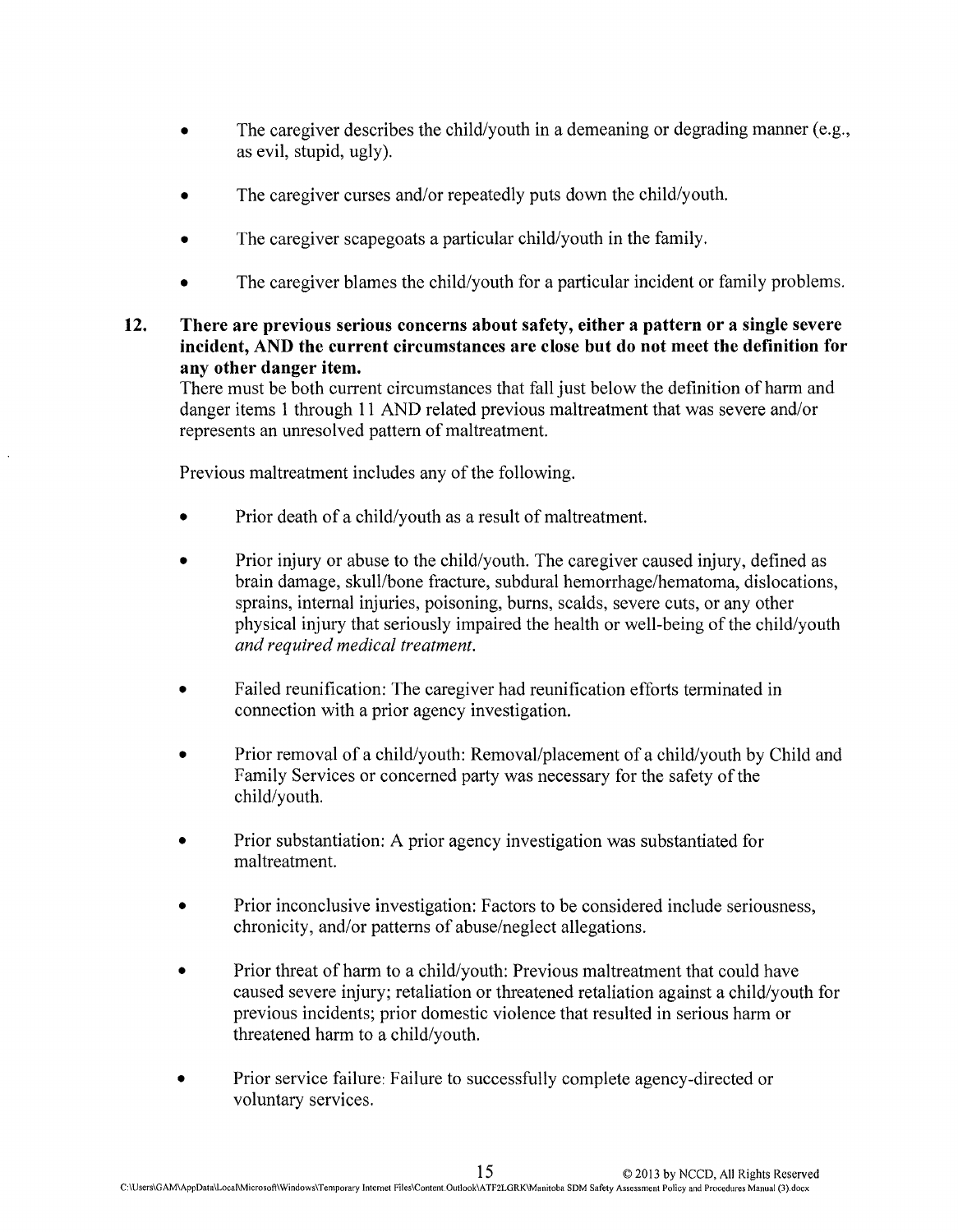- The caregiver describes the child/youth in a demeaning or degrading manner (e.g., as evil, stupid, ugly).

- The caregiver curses and/or repeatedly puts down the child/youth.

- The caregiver scapegoats a particular child/youth in the family.

- The caregiver blames the child/youth for a particular incident or family problems.

**12. There are previous serious concerns about safety, either a pattern or a single severe incident, AND the current circumstances are close but do not meet the definition for any other danger item.**

There must be both current circumstances that fall just below the definition of harm and danger items 1 through 11 AND related previous maltreatment that was severe and/or represents an unresolved pattern of maltreatment.

Previous maltreatment includes any of the following.

- Prior death of a child/youth as a result of maltreatment.

- Prior injury or abuse to the child/youth. The caregiver caused injury, defined as brain damage, skull/bone fracture, subdural hemorrhage/hematoma, dislocations, sprains, internal injuries, poisoning, burns, scalds, severe cuts, or any other physical injury that seriously impaired the health or well-being of the child/youth *and required medical treatment.*

- Failed reunification: The caregiver had reunification efforts terminated in connection with a prior agency investigation.

- Prior removal of a child/youth: Removal/placement of a child/youth by Child and Family Services or concerned party was necessary for the safety of the child/youth.

- Prior substantiation: A prior agency investigation was substantiated for maltreatment.

- Prior inconclusive investigation: Factors to be considered include seriousness, chronicity, and/or patterns of abuse/neglect allegations.

- Prior threat of harm to a child/youth: Previous maltreatment that could have caused severe injury; retaliation or threatened retaliation against a child/youth for previous incidents; prior domestic violence that resulted in serious harm or threatened harm to a child/youth.

- Prior service failure: Failure to successfully complete agency-directed or voluntary services.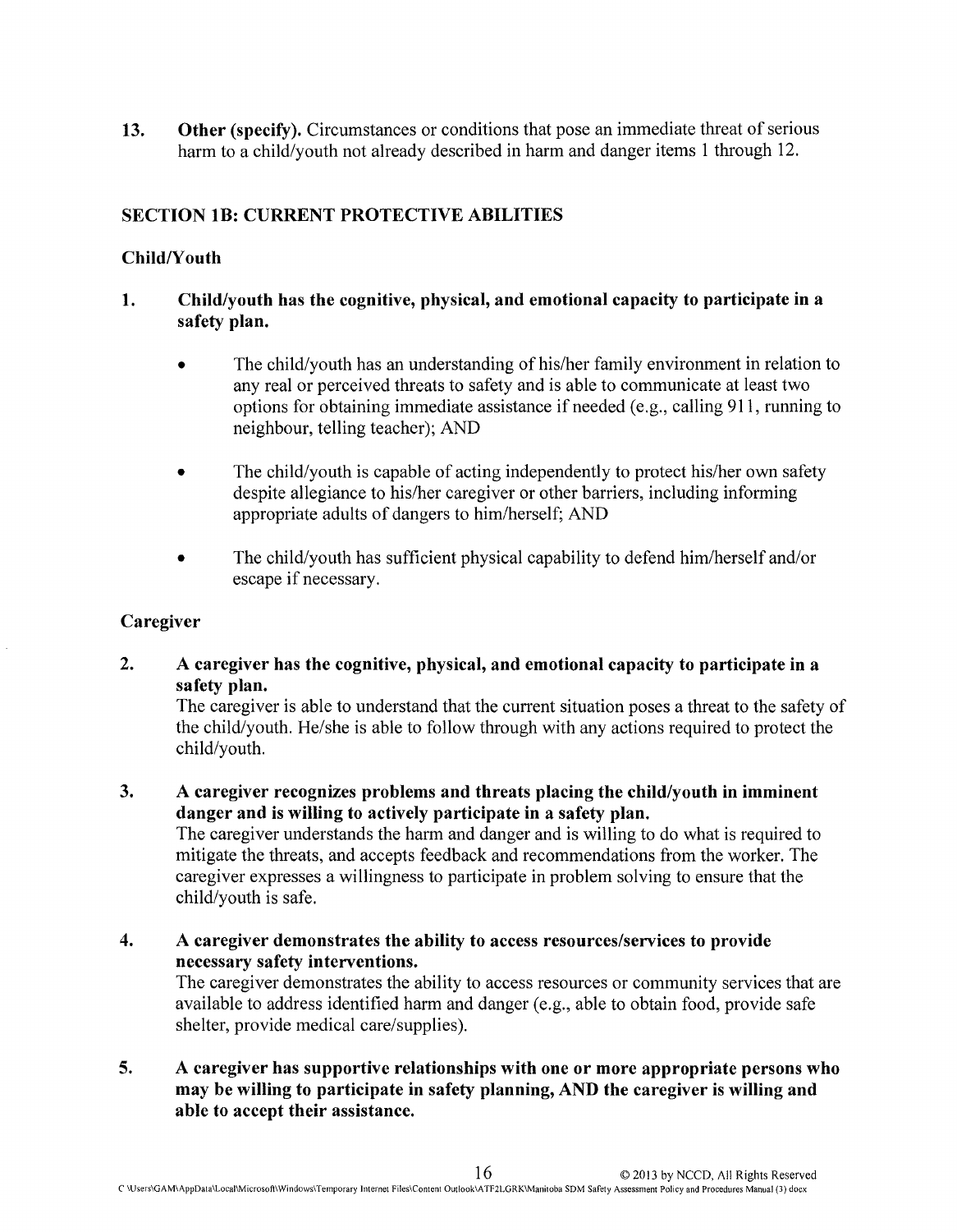13. **Other (specify).** Circumstances or conditions that pose an immediate threat of serious harm to a child/youth not already described in harm and danger items 1 through 12.

## SECTION 1B: CURRENT PROTECTIVE ABILITIES

### Child/Youth

1. **Child/youth has the cognitive, physical, and emotional capacity to participate in a safety plan.**

   - The child/youth has an understanding of his/her family environment in relation to any real or perceived threats to safety and is able to communicate at least two options for obtaining immediate assistance if needed (e.g., calling 911, running to neighbour, telling teacher); AND

   - The child/youth is capable of acting independently to protect his/her own safety despite allegiance to his/her caregiver or other barriers, including informing appropriate adults of dangers to him/herself; AND

   - The child/youth has sufficient physical capability to defend him/herself and/or escape if necessary.

### Caregiver

2. **A caregiver has the cognitive, physical, and emotional capacity to participate in a safety plan.**
   The caregiver is able to understand that the current situation poses a threat to the safety of the child/youth. He/she is able to follow through with any actions required to protect the child/youth.

3. **A caregiver recognizes problems and threats placing the child/youth in imminent danger and is willing to actively participate in a safety plan.**
   The caregiver understands the harm and danger and is willing to do what is required to mitigate the threats, and accepts feedback and recommendations from the worker. The caregiver expresses a willingness to participate in problem solving to ensure that the child/youth is safe.

4. **A caregiver demonstrates the ability to access resources/services to provide necessary safety interventions.**
   The caregiver demonstrates the ability to access resources or community services that are available to address identified harm and danger (e.g., able to obtain food, provide safe shelter, provide medical care/supplies).

5. **A caregiver has supportive relationships with one or more appropriate persons who may be willing to participate in safety planning, AND the caregiver is willing and able to accept their assistance.**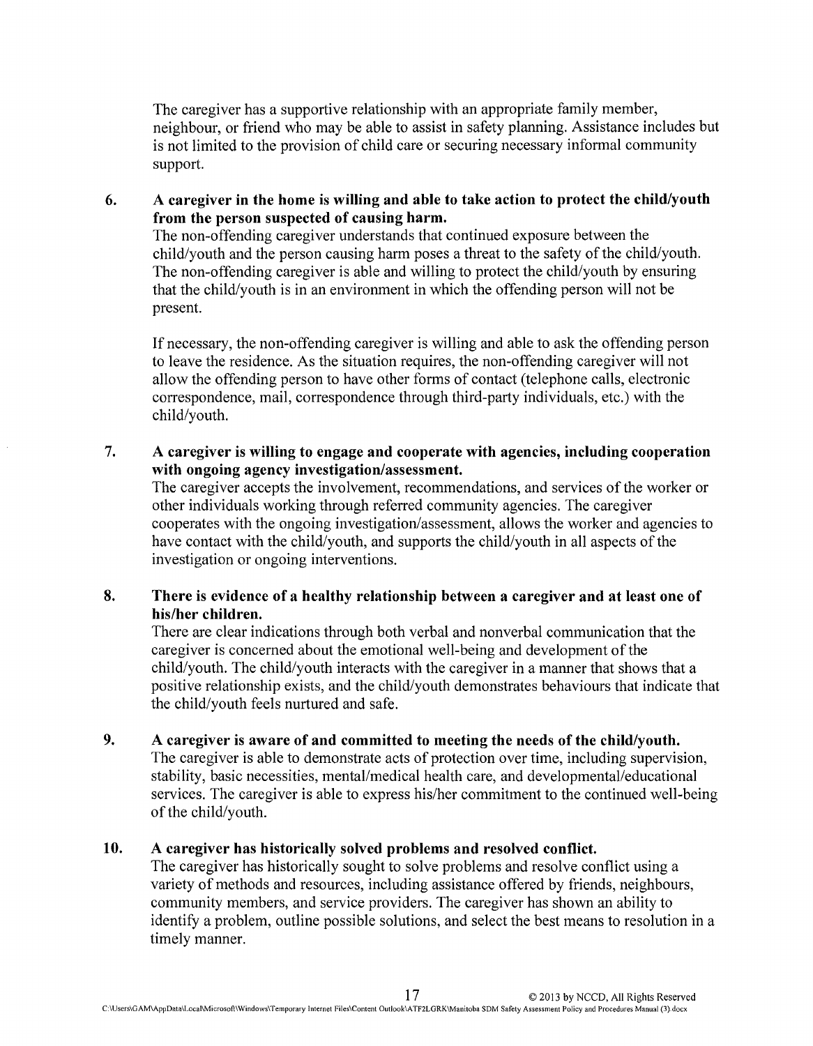The caregiver has a supportive relationship with an appropriate family member, neighbour, or friend who may be able to assist in safety planning. Assistance includes but is not limited to the provision of child care or securing necessary informal community support.

6. **A caregiver in the home is willing and able to take action to protect the child/youth from the person suspected of causing harm.**

   The non-offending caregiver understands that continued exposure between the child/youth and the person causing harm poses a threat to the safety of the child/youth. The non-offending caregiver is able and willing to protect the child/youth by ensuring that the child/youth is in an environment in which the offending person will not be present.

   If necessary, the non-offending caregiver is willing and able to ask the offending person to leave the residence. As the situation requires, the non-offending caregiver will not allow the offending person to have other forms of contact (telephone calls, electronic correspondence, mail, correspondence through third-party individuals, etc.) with the child/youth.

7. **A caregiver is willing to engage and cooperate with agencies, including cooperation with ongoing agency investigation/assessment.**

   The caregiver accepts the involvement, recommendations, and services of the worker or other individuals working through referred community agencies. The caregiver cooperates with the ongoing investigation/assessment, allows the worker and agencies to have contact with the child/youth, and supports the child/youth in all aspects of the investigation or ongoing interventions.

8. **There is evidence of a healthy relationship between a caregiver and at least one of his/her children.**

   There are clear indications through both verbal and nonverbal communication that the caregiver is concerned about the emotional well-being and development of the child/youth. The child/youth interacts with the caregiver in a manner that shows that a positive relationship exists, and the child/youth demonstrates behaviours that indicate that the child/youth feels nurtured and safe.

9. **A caregiver is aware of and committed to meeting the needs of the child/youth.**

   The caregiver is able to demonstrate acts of protection over time, including supervision, stability, basic necessities, mental/medical health care, and developmental/educational services. The caregiver is able to express his/her commitment to the continued well-being of the child/youth.

10. **A caregiver has historically solved problems and resolved conflict.**

    The caregiver has historically sought to solve problems and resolve conflict using a variety of methods and resources, including assistance offered by friends, neighbours, community members, and service providers. The caregiver has shown an ability to identify a problem, outline possible solutions, and select the best means to resolution in a timely manner.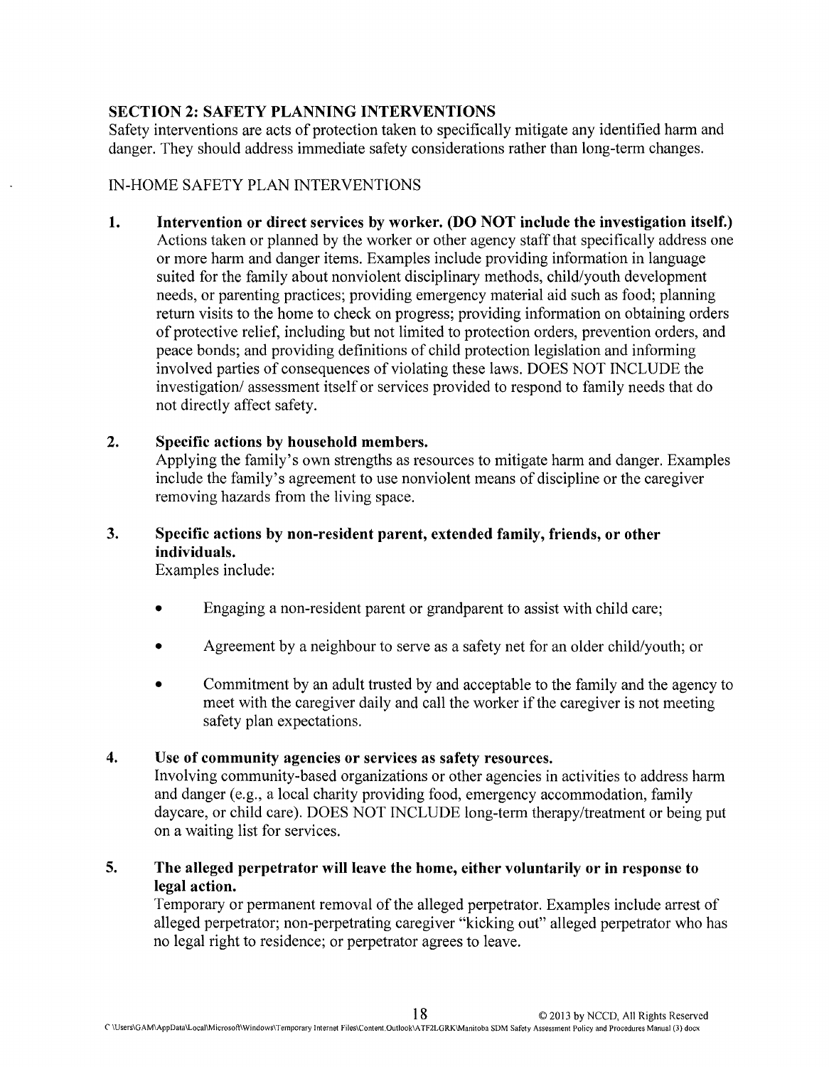## SECTION 2: SAFETY PLANNING INTERVENTIONS

Safety interventions are acts of protection taken to specifically mitigate any identified harm and danger. They should address immediate safety considerations rather than long-term changes.

IN-HOME SAFETY PLAN INTERVENTIONS

1. **Intervention or direct services by worker. (DO NOT include the investigation itself.)**
   Actions taken or planned by the worker or other agency staff that specifically address one or more harm and danger items. Examples include providing information in language suited for the family about nonviolent disciplinary methods, child/youth development needs, or parenting practices; providing emergency material aid such as food; planning return visits to the home to check on progress; providing information on obtaining orders of protective relief, including but not limited to protection orders, prevention orders, and peace bonds; and providing definitions of child protection legislation and informing involved parties of consequences of violating these laws. DOES NOT INCLUDE the investigation/ assessment itself or services provided to respond to family needs that do not directly affect safety.

2. **Specific actions by household members.**
   Applying the family's own strengths as resources to mitigate harm and danger. Examples include the family's agreement to use nonviolent means of discipline or the caregiver removing hazards from the living space.

3. **Specific actions by non-resident parent, extended family, friends, or other individuals.**
   Examples include:

   - Engaging a non-resident parent or grandparent to assist with child care;
   - Agreement by a neighbour to serve as a safety net for an older child/youth; or
   - Commitment by an adult trusted by and acceptable to the family and the agency to meet with the caregiver daily and call the worker if the caregiver is not meeting safety plan expectations.

4. **Use of community agencies or services as safety resources.**
   Involving community-based organizations or other agencies in activities to address harm and danger (e.g., a local charity providing food, emergency accommodation, family daycare, or child care). DOES NOT INCLUDE long-term therapy/treatment or being put on a waiting list for services.

5. **The alleged perpetrator will leave the home, either voluntarily or in response to legal action.**
   Temporary or permanent removal of the alleged perpetrator. Examples include arrest of alleged perpetrator; non-perpetrating caregiver "kicking out" alleged perpetrator who has no legal right to residence; or perpetrator agrees to leave.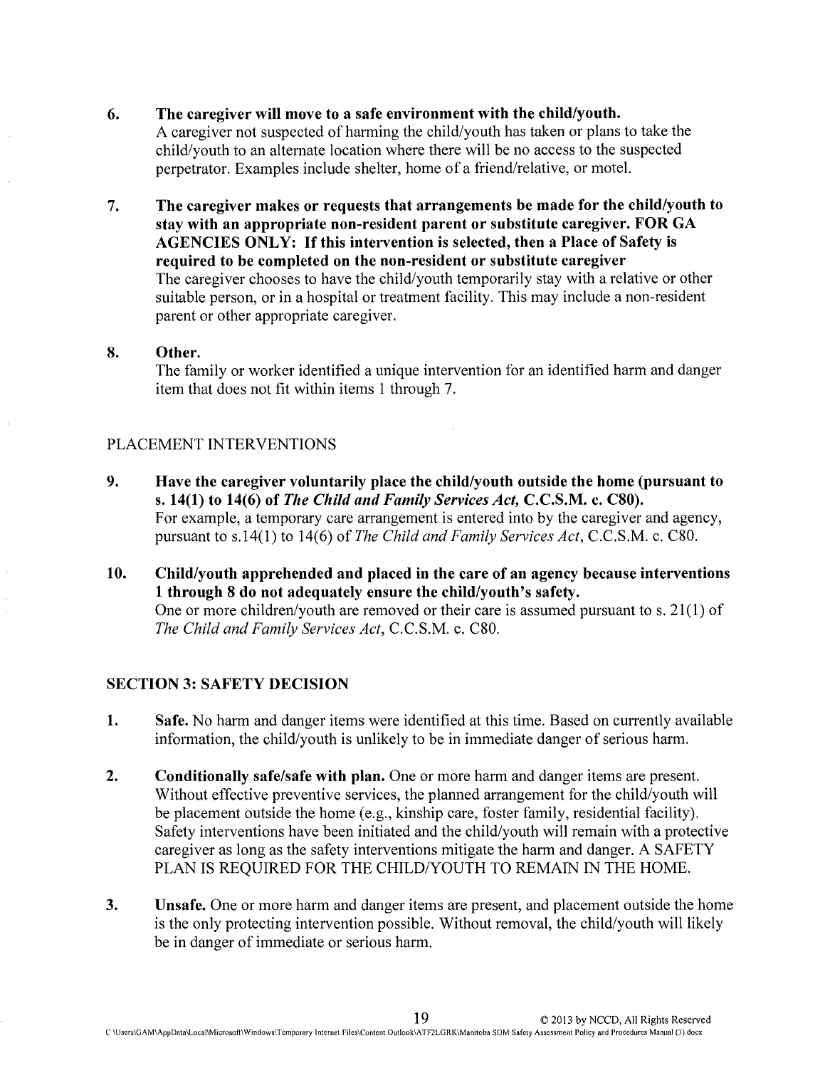6. **The caregiver will move to a safe environment with the child/youth.**
   A caregiver not suspected of harming the child/youth has taken or plans to take the child/youth to an alternate location where there will be no access to the suspected perpetrator. Examples include shelter, home of a friend/relative, or motel.

7. **The caregiver makes or requests that arrangements be made for the child/youth to stay with an appropriate non-resident parent or substitute caregiver. FOR GA AGENCIES ONLY: If this intervention is selected, then a Place of Safety is required to be completed on the non-resident or substitute caregiver**
   The caregiver chooses to have the child/youth temporarily stay with a relative or other suitable person, or in a hospital or treatment facility. This may include a non-resident parent or other appropriate caregiver.

8. **Other.**
   The family or worker identified a unique intervention for an identified harm and danger item that does not fit within items 1 through 7.

PLACEMENT INTERVENTIONS

9. **Have the caregiver voluntarily place the child/youth outside the home (pursuant to s. 14(1) to 14(6) of *The Child and Family Services Act*, C.C.S.M. c. C80).**
   For example, a temporary care arrangement is entered into by the caregiver and agency, pursuant to s.14(1) to 14(6) of *The Child and Family Services Act*, C.C.S.M. c. C80.

10. **Child/youth apprehended and placed in the care of an agency because interventions 1 through 8 do not adequately ensure the child/youth's safety.**
    One or more children/youth are removed or their care is assumed pursuant to s. 21(1) of *The Child and Family Services Act*, C.C.S.M. c. C80.

## SECTION 3: SAFETY DECISION

1. **Safe.** No harm and danger items were identified at this time. Based on currently available information, the child/youth is unlikely to be in immediate danger of serious harm.

2. **Conditionally safe/safe with plan.** One or more harm and danger items are present. Without effective preventive services, the planned arrangement for the child/youth will be placement outside the home (e.g., kinship care, foster family, residential facility). Safety interventions have been initiated and the child/youth will remain with a protective caregiver as long as the safety interventions mitigate the harm and danger. A SAFETY PLAN IS REQUIRED FOR THE CHILD/YOUTH TO REMAIN IN THE HOME.

3. **Unsafe.** One or more harm and danger items are present, and placement outside the home is the only protecting intervention possible. Without removal, the child/youth will likely be in danger of immediate or serious harm.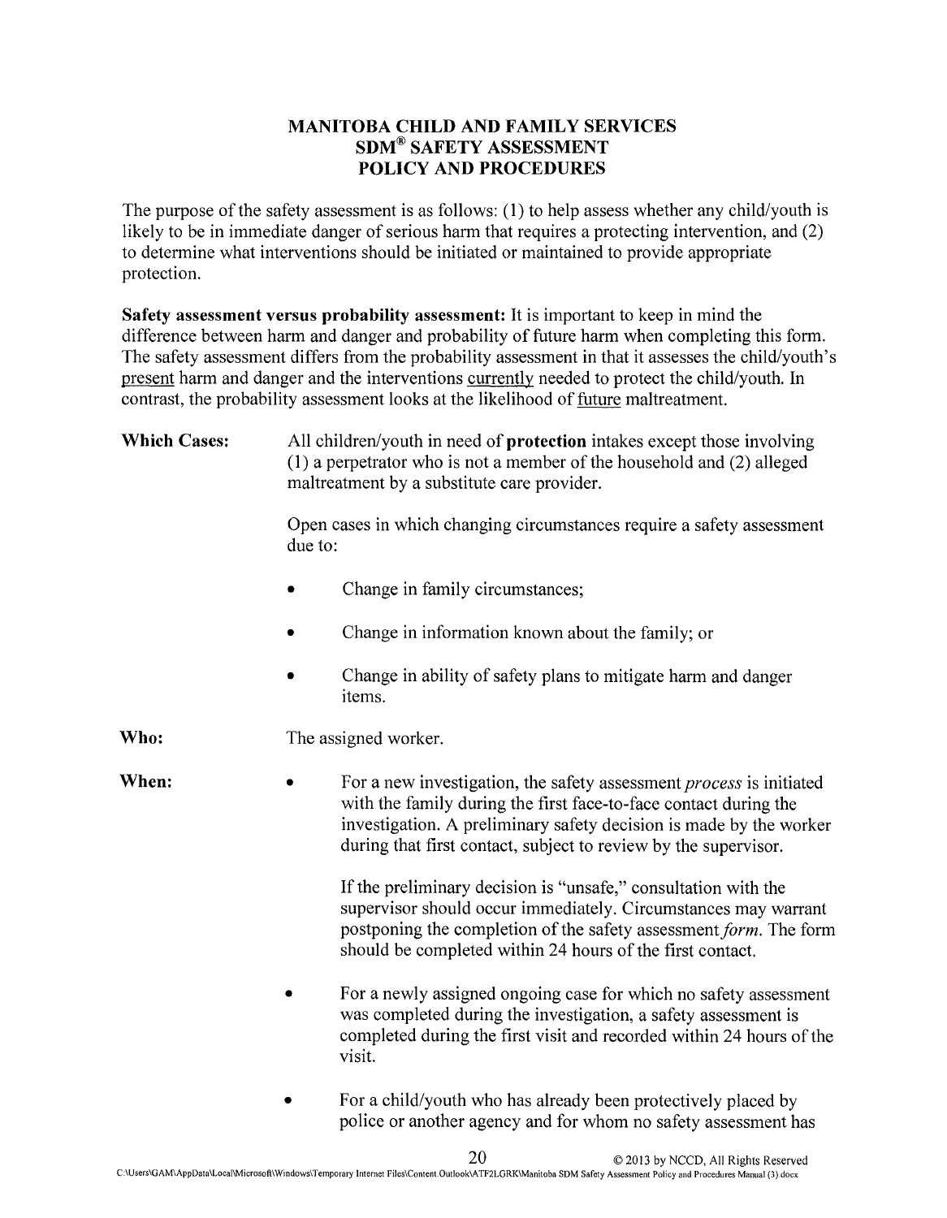# MANITOBA CHILD AND FAMILY SERVICES
# SDM® SAFETY ASSESSMENT
# POLICY AND PROCEDURES

The purpose of the safety assessment is as follows: (1) to help assess whether any child/youth is likely to be in immediate danger of serious harm that requires a protecting intervention, and (2) to determine what interventions should be initiated or maintained to provide appropriate protection.

**Safety assessment versus probability assessment:** It is important to keep in mind the difference between harm and danger and probability of future harm when completing this form. The safety assessment differs from the probability assessment in that it assesses the child/youth's present harm and danger and the interventions currently needed to protect the child/youth. In contrast, the probability assessment looks at the likelihood of future maltreatment.

**Which Cases:** All children/youth in need of **protection** intakes except those involving (1) a perpetrator who is not a member of the household and (2) alleged maltreatment by a substitute care provider.

Open cases in which changing circumstances require a safety assessment due to:

- Change in family circumstances;
- Change in information known about the family; or
- Change in ability of safety plans to mitigate harm and danger items.

**Who:** The assigned worker.

**When:**

- For a new investigation, the safety assessment *process* is initiated with the family during the first face-to-face contact during the investigation. A preliminary safety decision is made by the worker during that first contact, subject to review by the supervisor.

  If the preliminary decision is "unsafe," consultation with the supervisor should occur immediately. Circumstances may warrant postponing the completion of the safety assessment *form*. The form should be completed within 24 hours of the first contact.

- For a newly assigned ongoing case for which no safety assessment was completed during the investigation, a safety assessment is completed during the first visit and recorded within 24 hours of the visit.

- For a child/youth who has already been protectively placed by police or another agency and for whom no safety assessment has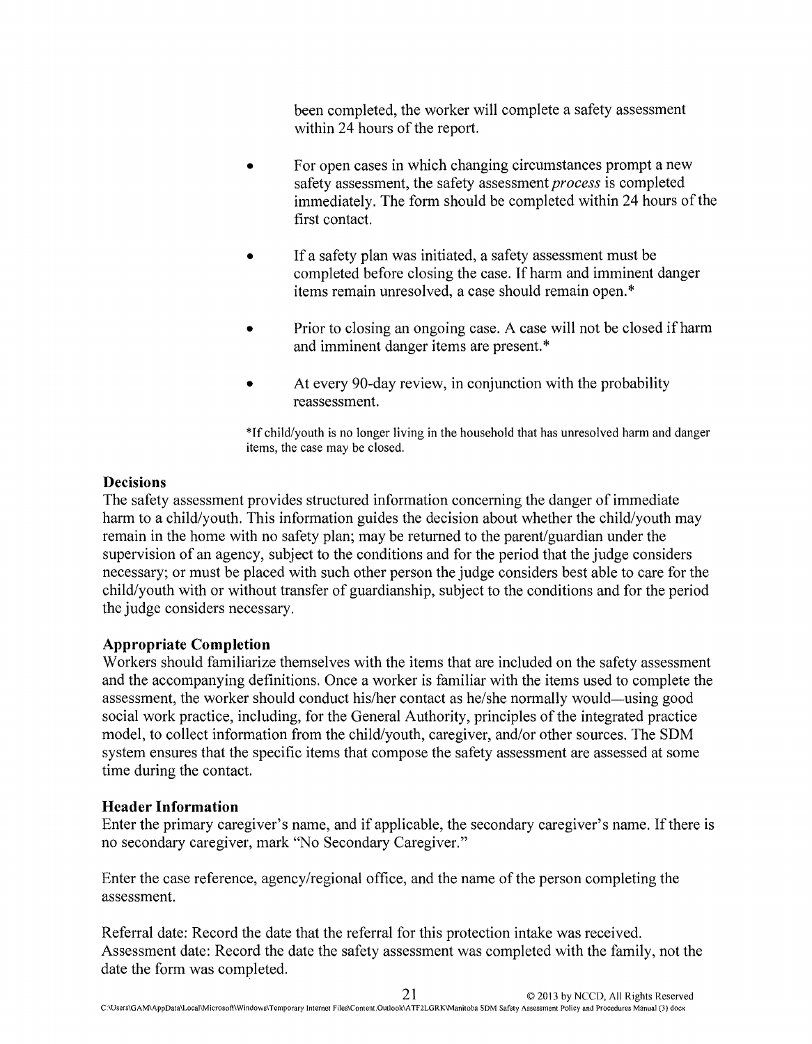been completed, the worker will complete a safety assessment within 24 hours of the report.

- For open cases in which changing circumstances prompt a new safety assessment, the safety assessment *process* is completed immediately. The form should be completed within 24 hours of the first contact.

- If a safety plan was initiated, a safety assessment must be completed before closing the case. If harm and imminent danger items remain unresolved, a case should remain open.*

- Prior to closing an ongoing case. A case will not be closed if harm and imminent danger items are present.*

- At every 90-day review, in conjunction with the probability reassessment.

*If child/youth is no longer living in the household that has unresolved harm and danger items, the case may be closed.

**Decisions**

The safety assessment provides structured information concerning the danger of immediate harm to a child/youth. This information guides the decision about whether the child/youth may remain in the home with no safety plan; may be returned to the parent/guardian under the supervision of an agency, subject to the conditions and for the period that the judge considers necessary; or must be placed with such other person the judge considers best able to care for the child/youth with or without transfer of guardianship, subject to the conditions and for the period the judge considers necessary.

**Appropriate Completion**

Workers should familiarize themselves with the items that are included on the safety assessment and the accompanying definitions. Once a worker is familiar with the items used to complete the assessment, the worker should conduct his/her contact as he/she normally would—using good social work practice, including, for the General Authority, principles of the integrated practice model, to collect information from the child/youth, caregiver, and/or other sources. The SDM system ensures that the specific items that compose the safety assessment are assessed at some time during the contact.

**Header Information**

Enter the primary caregiver's name, and if applicable, the secondary caregiver's name. If there is no secondary caregiver, mark "No Secondary Caregiver."

Enter the case reference, agency/regional office, and the name of the person completing the assessment.

Referral date: Record the date that the referral for this protection intake was received.
Assessment date: Record the date the safety assessment was completed with the family, not the date the form was completed.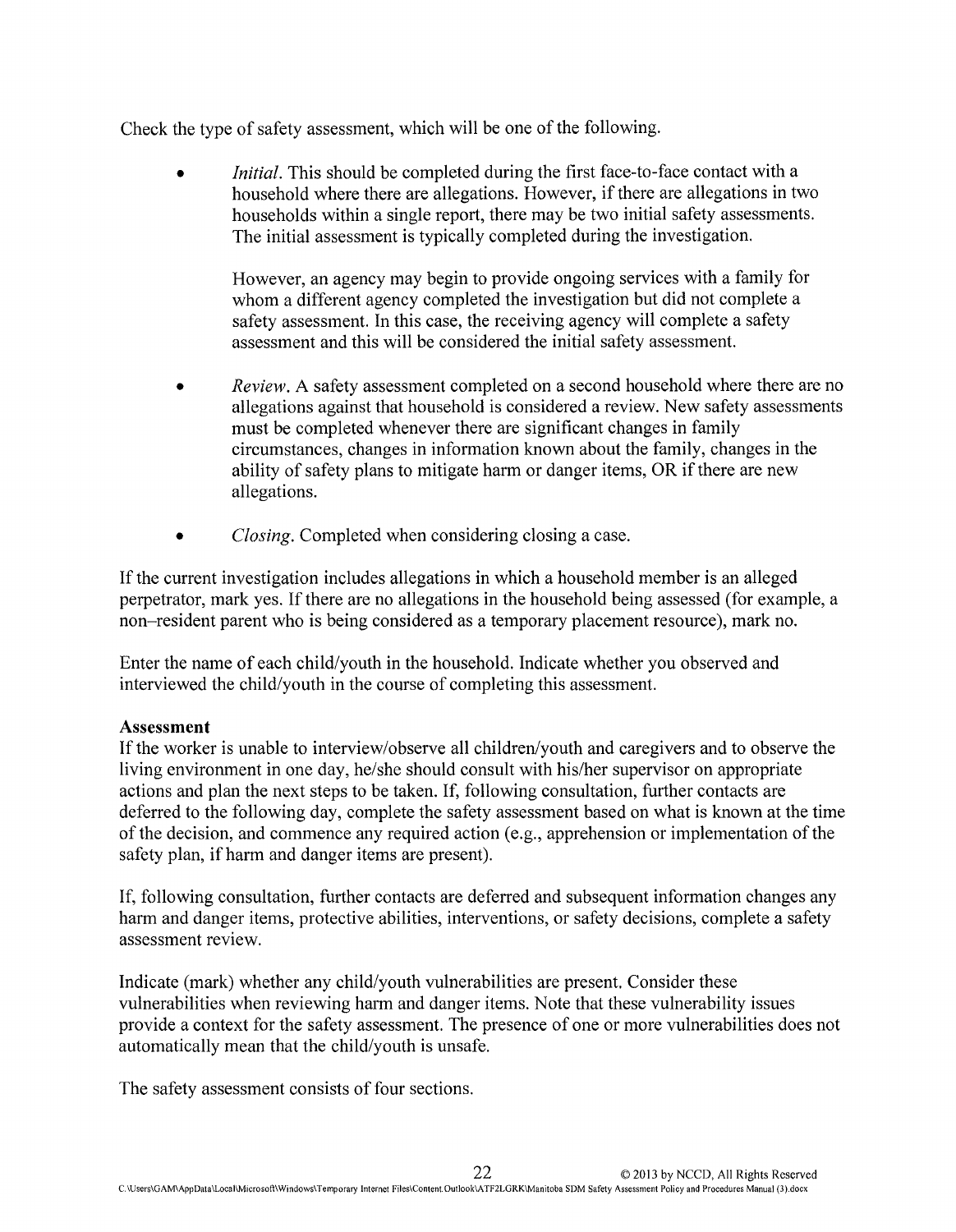Check the type of safety assessment, which will be one of the following.

- *Initial*. This should be completed during the first face-to-face contact with a household where there are allegations. However, if there are allegations in two households within a single report, there may be two initial safety assessments. The initial assessment is typically completed during the investigation.

  However, an agency may begin to provide ongoing services with a family for whom a different agency completed the investigation but did not complete a safety assessment. In this case, the receiving agency will complete a safety assessment and this will be considered the initial safety assessment.

- *Review*. A safety assessment completed on a second household where there are no allegations against that household is considered a review. New safety assessments must be completed whenever there are significant changes in family circumstances, changes in information known about the family, changes in the ability of safety plans to mitigate harm or danger items, OR if there are new allegations.

- *Closing*. Completed when considering closing a case.

If the current investigation includes allegations in which a household member is an alleged perpetrator, mark yes. If there are no allegations in the household being assessed (for example, a non–resident parent who is being considered as a temporary placement resource), mark no.

Enter the name of each child/youth in the household. Indicate whether you observed and interviewed the child/youth in the course of completing this assessment.

**Assessment**

If the worker is unable to interview/observe all children/youth and caregivers and to observe the living environment in one day, he/she should consult with his/her supervisor on appropriate actions and plan the next steps to be taken. If, following consultation, further contacts are deferred to the following day, complete the safety assessment based on what is known at the time of the decision, and commence any required action (e.g., apprehension or implementation of the safety plan, if harm and danger items are present).

If, following consultation, further contacts are deferred and subsequent information changes any harm and danger items, protective abilities, interventions, or safety decisions, complete a safety assessment review.

Indicate (mark) whether any child/youth vulnerabilities are present. Consider these vulnerabilities when reviewing harm and danger items. Note that these vulnerability issues provide a context for the safety assessment. The presence of one or more vulnerabilities does not automatically mean that the child/youth is unsafe.

The safety assessment consists of four sections.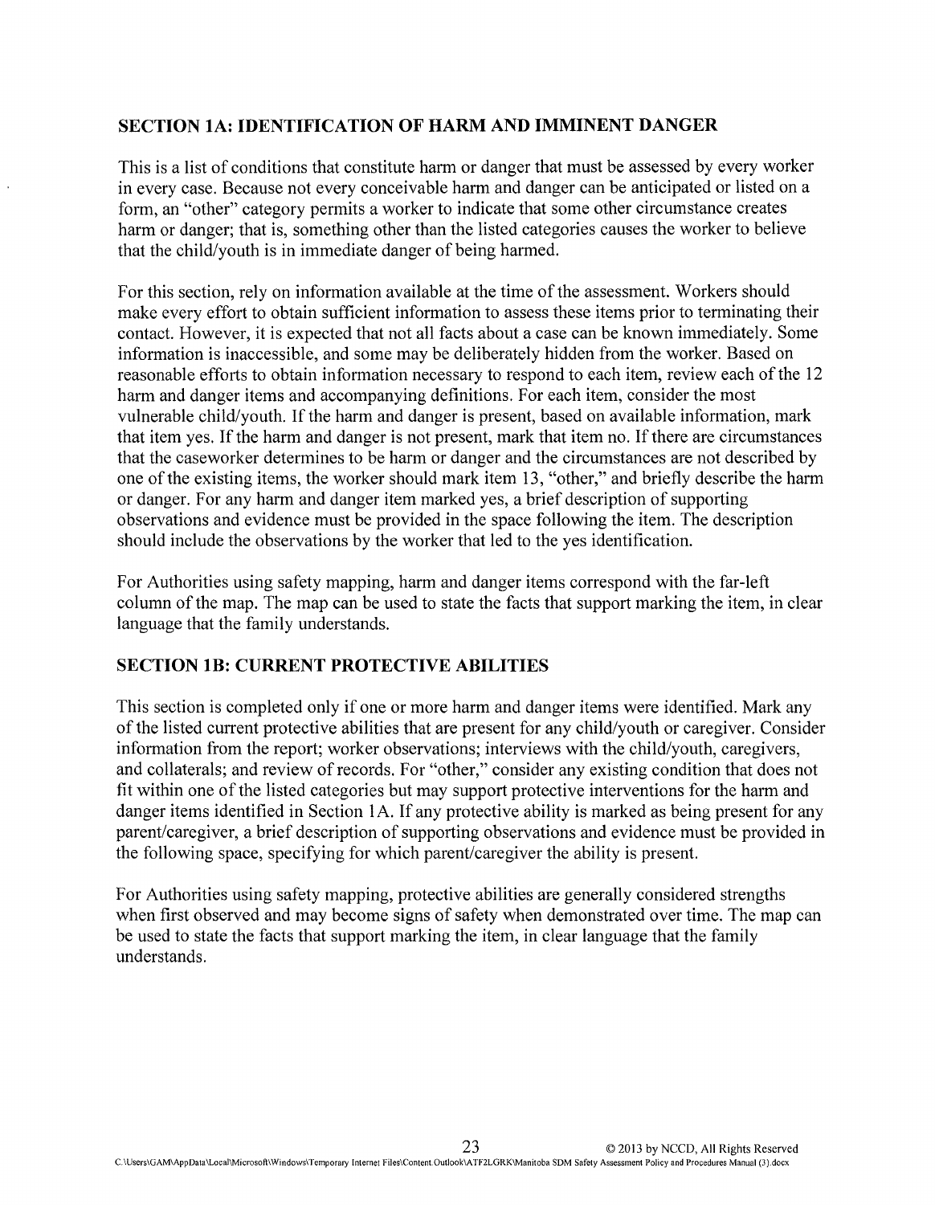## SECTION 1A: IDENTIFICATION OF HARM AND IMMINENT DANGER

This is a list of conditions that constitute harm or danger that must be assessed by every worker in every case. Because not every conceivable harm and danger can be anticipated or listed on a form, an "other" category permits a worker to indicate that some other circumstance creates harm or danger; that is, something other than the listed categories causes the worker to believe that the child/youth is in immediate danger of being harmed.

For this section, rely on information available at the time of the assessment. Workers should make every effort to obtain sufficient information to assess these items prior to terminating their contact. However, it is expected that not all facts about a case can be known immediately. Some information is inaccessible, and some may be deliberately hidden from the worker. Based on reasonable efforts to obtain information necessary to respond to each item, review each of the 12 harm and danger items and accompanying definitions. For each item, consider the most vulnerable child/youth. If the harm and danger is present, based on available information, mark that item yes. If the harm and danger is not present, mark that item no. If there are circumstances that the caseworker determines to be harm or danger and the circumstances are not described by one of the existing items, the worker should mark item 13, "other," and briefly describe the harm or danger. For any harm and danger item marked yes, a brief description of supporting observations and evidence must be provided in the space following the item. The description should include the observations by the worker that led to the yes identification.

For Authorities using safety mapping, harm and danger items correspond with the far-left column of the map. The map can be used to state the facts that support marking the item, in clear language that the family understands.

## SECTION 1B: CURRENT PROTECTIVE ABILITIES

This section is completed only if one or more harm and danger items were identified. Mark any of the listed current protective abilities that are present for any child/youth or caregiver. Consider information from the report; worker observations; interviews with the child/youth, caregivers, and collaterals; and review of records. For "other," consider any existing condition that does not fit within one of the listed categories but may support protective interventions for the harm and danger items identified in Section 1A. If any protective ability is marked as being present for any parent/caregiver, a brief description of supporting observations and evidence must be provided in the following space, specifying for which parent/caregiver the ability is present.

For Authorities using safety mapping, protective abilities are generally considered strengths when first observed and may become signs of safety when demonstrated over time. The map can be used to state the facts that support marking the item, in clear language that the family understands.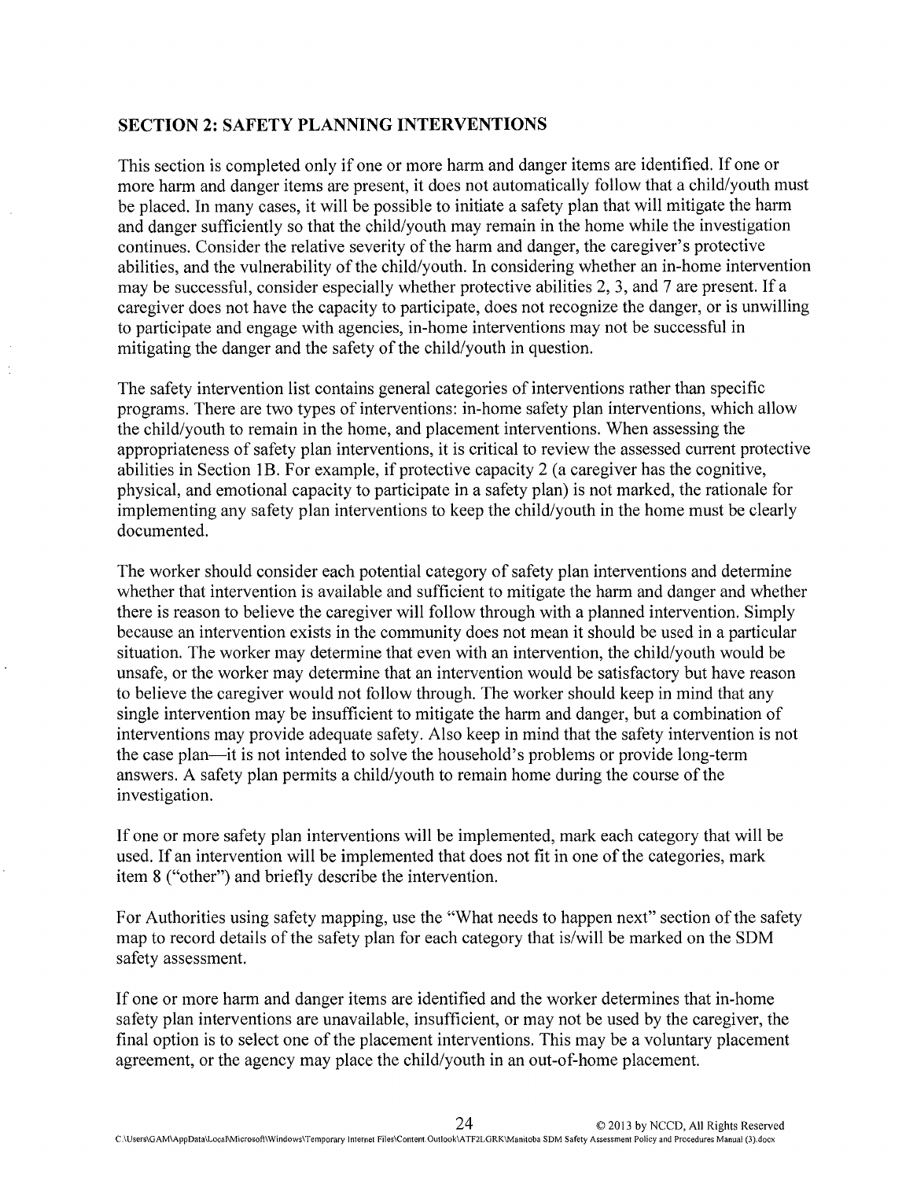## SECTION 2: SAFETY PLANNING INTERVENTIONS

This section is completed only if one or more harm and danger items are identified. If one or more harm and danger items are present, it does not automatically follow that a child/youth must be placed. In many cases, it will be possible to initiate a safety plan that will mitigate the harm and danger sufficiently so that the child/youth may remain in the home while the investigation continues. Consider the relative severity of the harm and danger, the caregiver's protective abilities, and the vulnerability of the child/youth. In considering whether an in-home intervention may be successful, consider especially whether protective abilities 2, 3, and 7 are present. If a caregiver does not have the capacity to participate, does not recognize the danger, or is unwilling to participate and engage with agencies, in-home interventions may not be successful in mitigating the danger and the safety of the child/youth in question.

The safety intervention list contains general categories of interventions rather than specific programs. There are two types of interventions: in-home safety plan interventions, which allow the child/youth to remain in the home, and placement interventions. When assessing the appropriateness of safety plan interventions, it is critical to review the assessed current protective abilities in Section 1B. For example, if protective capacity 2 (a caregiver has the cognitive, physical, and emotional capacity to participate in a safety plan) is not marked, the rationale for implementing any safety plan interventions to keep the child/youth in the home must be clearly documented.

The worker should consider each potential category of safety plan interventions and determine whether that intervention is available and sufficient to mitigate the harm and danger and whether there is reason to believe the caregiver will follow through with a planned intervention. Simply because an intervention exists in the community does not mean it should be used in a particular situation. The worker may determine that even with an intervention, the child/youth would be unsafe, or the worker may determine that an intervention would be satisfactory but have reason to believe the caregiver would not follow through. The worker should keep in mind that any single intervention may be insufficient to mitigate the harm and danger, but a combination of interventions may provide adequate safety. Also keep in mind that the safety intervention is not the case plan—it is not intended to solve the household's problems or provide long-term answers. A safety plan permits a child/youth to remain home during the course of the investigation.

If one or more safety plan interventions will be implemented, mark each category that will be used. If an intervention will be implemented that does not fit in one of the categories, mark item 8 ("other") and briefly describe the intervention.

For Authorities using safety mapping, use the "What needs to happen next" section of the safety map to record details of the safety plan for each category that is/will be marked on the SDM safety assessment.

If one or more harm and danger items are identified and the worker determines that in-home safety plan interventions are unavailable, insufficient, or may not be used by the caregiver, the final option is to select one of the placement interventions. This may be a voluntary placement agreement, or the agency may place the child/youth in an out-of-home placement.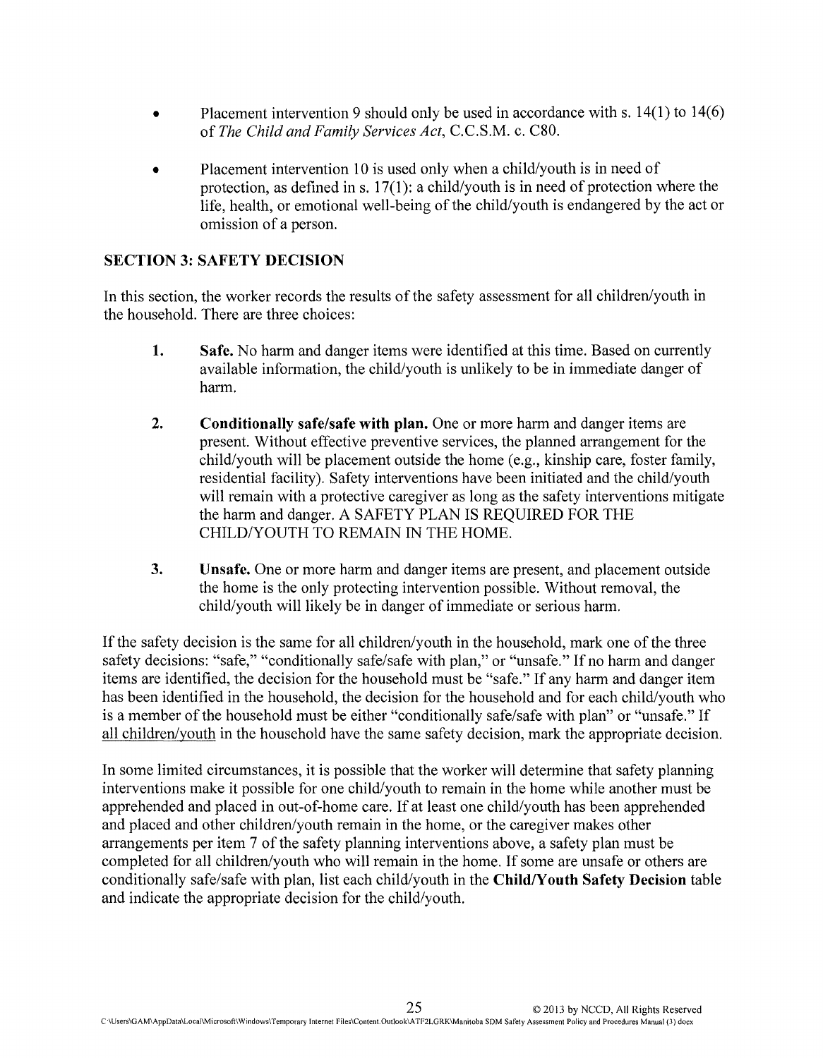- Placement intervention 9 should only be used in accordance with s. 14(1) to 14(6) of *The Child and Family Services Act*, C.C.S.M. c. C80.

- Placement intervention 10 is used only when a child/youth is in need of protection, as defined in s. 17(1): a child/youth is in need of protection where the life, health, or emotional well-being of the child/youth is endangered by the act or omission of a person.

## SECTION 3: SAFETY DECISION

In this section, the worker records the results of the safety assessment for all children/youth in the household. There are three choices:

1. **Safe.** No harm and danger items were identified at this time. Based on currently available information, the child/youth is unlikely to be in immediate danger of harm.

2. **Conditionally safe/safe with plan.** One or more harm and danger items are present. Without effective preventive services, the planned arrangement for the child/youth will be placement outside the home (e.g., kinship care, foster family, residential facility). Safety interventions have been initiated and the child/youth will remain with a protective caregiver as long as the safety interventions mitigate the harm and danger. A SAFETY PLAN IS REQUIRED FOR THE CHILD/YOUTH TO REMAIN IN THE HOME.

3. **Unsafe.** One or more harm and danger items are present, and placement outside the home is the only protecting intervention possible. Without removal, the child/youth will likely be in danger of immediate or serious harm.

If the safety decision is the same for all children/youth in the household, mark one of the three safety decisions: "safe," "conditionally safe/safe with plan," or "unsafe." If no harm and danger items are identified, the decision for the household must be "safe." If any harm and danger item has been identified in the household, the decision for the household and for each child/youth who is a member of the household must be either "conditionally safe/safe with plan" or "unsafe." If all children/youth in the household have the same safety decision, mark the appropriate decision.

In some limited circumstances, it is possible that the worker will determine that safety planning interventions make it possible for one child/youth to remain in the home while another must be apprehended and placed in out-of-home care. If at least one child/youth has been apprehended and placed and other children/youth remain in the home, or the caregiver makes other arrangements per item 7 of the safety planning interventions above, a safety plan must be completed for all children/youth who will remain in the home. If some are unsafe or others are conditionally safe/safe with plan, list each child/youth in the **Child/Youth Safety Decision** table and indicate the appropriate decision for the child/youth.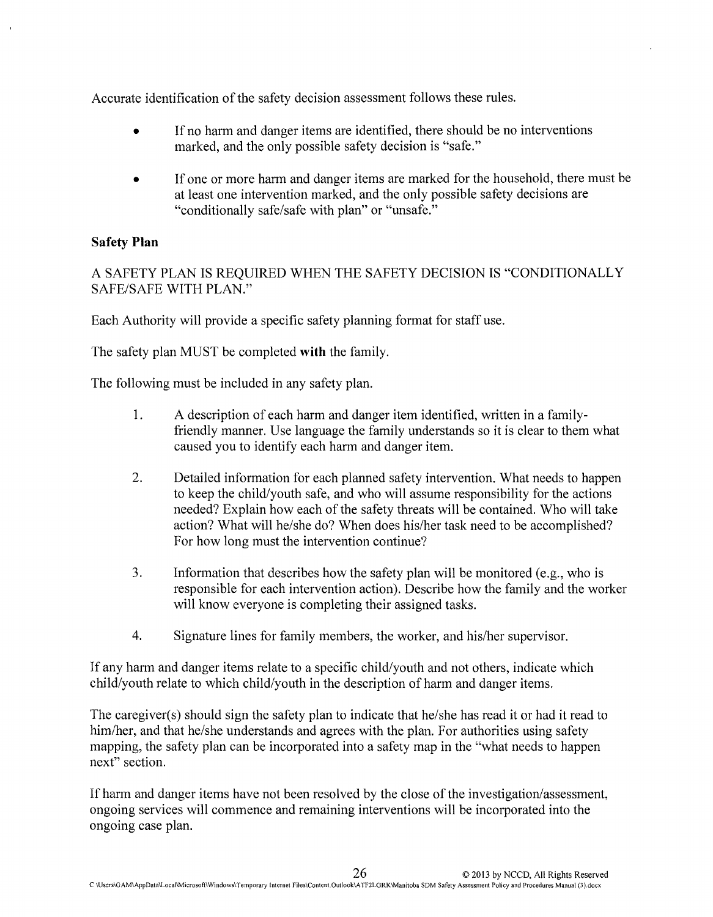Accurate identification of the safety decision assessment follows these rules.

- If no harm and danger items are identified, there should be no interventions marked, and the only possible safety decision is "safe."
- If one or more harm and danger items are marked for the household, there must be at least one intervention marked, and the only possible safety decisions are "conditionally safe/safe with plan" or "unsafe."

**Safety Plan**

A SAFETY PLAN IS REQUIRED WHEN THE SAFETY DECISION IS "CONDITIONALLY SAFE/SAFE WITH PLAN."

Each Authority will provide a specific safety planning format for staff use.

The safety plan MUST be completed **with** the family.

The following must be included in any safety plan.

1. A description of each harm and danger item identified, written in a family-friendly manner. Use language the family understands so it is clear to them what caused you to identify each harm and danger item.
2. Detailed information for each planned safety intervention. What needs to happen to keep the child/youth safe, and who will assume responsibility for the actions needed? Explain how each of the safety threats will be contained. Who will take action? What will he/she do? When does his/her task need to be accomplished? For how long must the intervention continue?
3. Information that describes how the safety plan will be monitored (e.g., who is responsible for each intervention action). Describe how the family and the worker will know everyone is completing their assigned tasks.
4. Signature lines for family members, the worker, and his/her supervisor.

If any harm and danger items relate to a specific child/youth and not others, indicate which child/youth relate to which child/youth in the description of harm and danger items.

The caregiver(s) should sign the safety plan to indicate that he/she has read it or had it read to him/her, and that he/she understands and agrees with the plan. For authorities using safety mapping, the safety plan can be incorporated into a safety map in the "what needs to happen next" section.

If harm and danger items have not been resolved by the close of the investigation/assessment, ongoing services will commence and remaining interventions will be incorporated into the ongoing case plan.